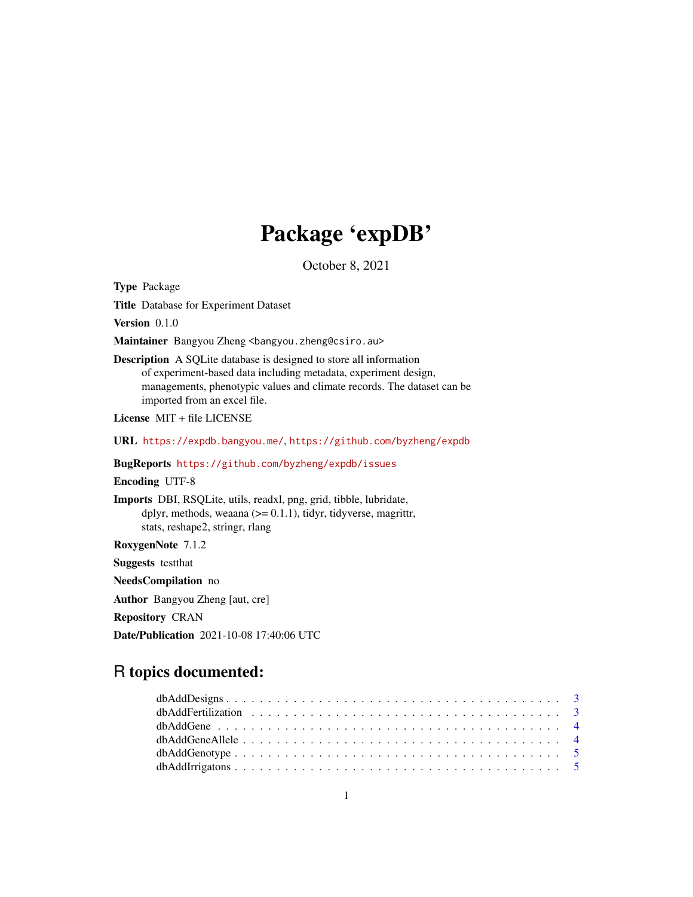# Package 'expDB'

October 8, 2021

**Type** Package

**Title** Database for Experiment Dataset

**Version** 0.1.0

**Maintainer** Bangyou Zheng <bangyou.zheng@csiro.au>

**Description** A SQLite database is designed to store all information of experiment-based data including metadata, experiment design, managements, phenotypic values and climate records. The dataset can be imported from an excel file.

**License** MIT + file LICENSE

**URL** https://expdb.bangyou.me/, https://github.com/byzheng/expdb

**BugReports** https://github.com/byzheng/expdb/issues

**Encoding** UTF-8

**Imports** DBI, RSQLite, utils, readxl, png, grid, tibble, lubridate, dplyr, methods, weaana (>= 0.1.1), tidyr, tidyverse, magrittr, stats, reshape2, stringr, rlang

**RoxygenNote** 7.1.2

**Suggests** testthat

**NeedsCompilation** no

**Author** Bangyou Zheng [aut, cre]

**Repository** CRAN

**Date/Publication** 2021-10-08 17:40:06 UTC

## R topics documented:

- dbAddDesigns . . . . . . . . . . . . . . . . . . . . . . . . . . . . . . . . . . . . . . 3
- dbAddFertilization . . . . . . . . . . . . . . . . . . . . . . . . . . . . . . . . . . . 3
- dbAddGene . . . . . . . . . . . . . . . . . . . . . . . . . . . . . . . . . . . . . . . . 4
- dbAddGeneAllele . . . . . . . . . . . . . . . . . . . . . . . . . . . . . . . . . . . . 4
- dbAddGenotype . . . . . . . . . . . . . . . . . . . . . . . . . . . . . . . . . . . . . 5
- dbAddIrrigatons . . . . . . . . . . . . . . . . . . . . . . . . . . . . . . . . . . . . 5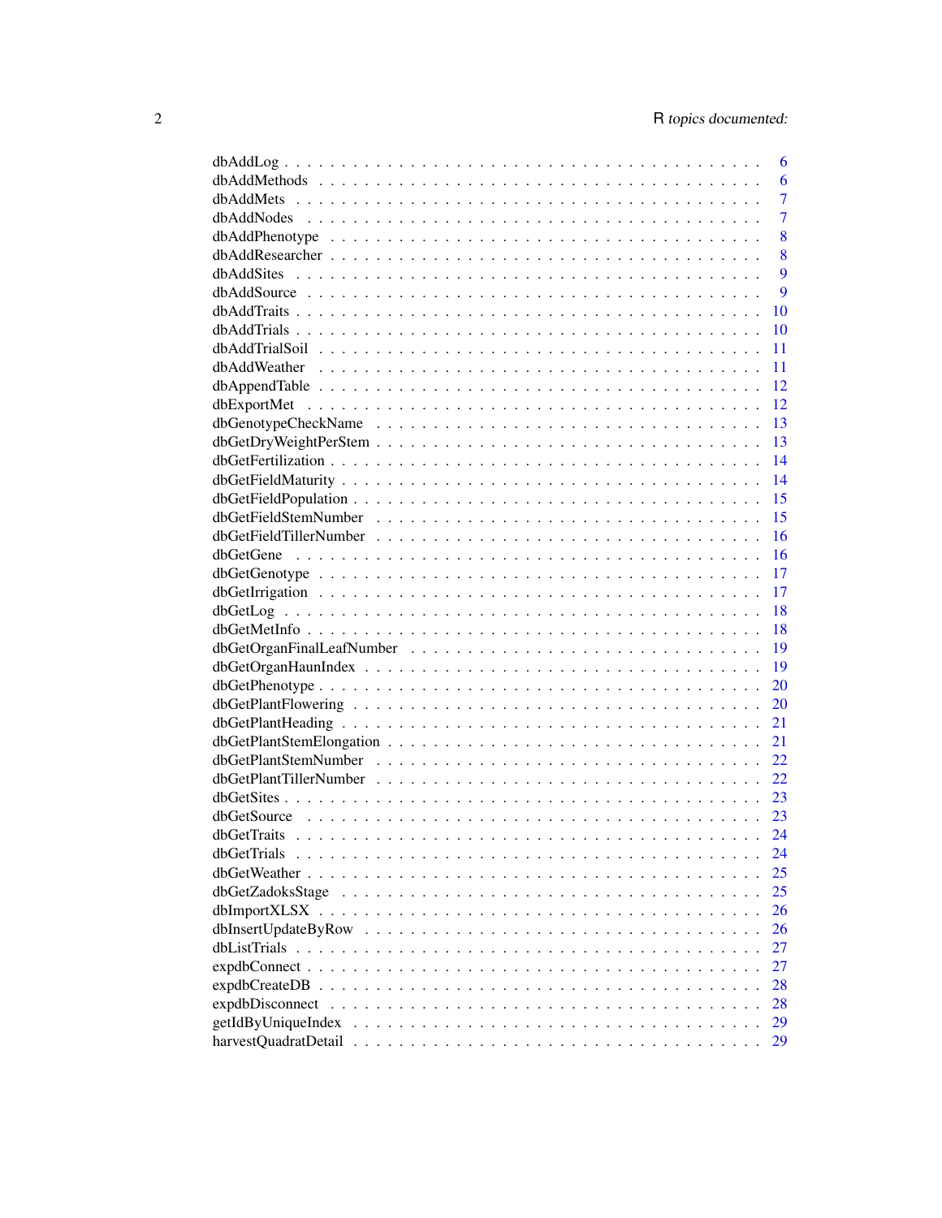| | |
|---|---|
| dbAddLog | 6 |
| dbAddMethods | 6 |
| dbAddMets | 7 |
| dbAddNodes | 7 |
| dbAddPhenotype | 8 |
| dbAddResearcher | 8 |
| dbAddSites | 9 |
| dbAddSource | 9 |
| dbAddTraits | 10 |
| dbAddTrials | 10 |
| dbAddTrialSoil | 11 |
| dbAddWeather | 11 |
| dbAppendTable | 12 |
| dbExportMet | 12 |
| dbGenotypeCheckName | 13 |
| dbGetDryWeightPerStem | 13 |
| dbGetFertilization | 14 |
| dbGetFieldMaturity | 14 |
| dbGetFieldPopulation | 15 |
| dbGetFieldStemNumber | 15 |
| dbGetFieldTillerNumber | 16 |
| dbGetGene | 16 |
| dbGetGenotype | 17 |
| dbGetIrrigation | 17 |
| dbGetLog | 18 |
| dbGetMetInfo | 18 |
| dbGetOrganFinalLeafNumber | 19 |
| dbGetOrganHaunIndex | 19 |
| dbGetPhenotype | 20 |
| dbGetPlantFlowering | 20 |
| dbGetPlantHeading | 21 |
| dbGetPlantStemElongation | 21 |
| dbGetPlantStemNumber | 22 |
| dbGetPlantTillerNumber | 22 |
| dbGetSites | 23 |
| dbGetSource | 23 |
| dbGetTraits | 24 |
| dbGetTrials | 24 |
| dbGetWeather | 25 |
| dbGetZadoksStage | 25 |
| dbImportXLSX | 26 |
| dbInsertUpdateByRow | 26 |
| dbListTrials | 27 |
| expdbConnect | 27 |
| expdbCreateDB | 28 |
| expdbDisconnect | 28 |
| getIdByUniqueIndex | 29 |
| harvestQuadratDetail | 29 |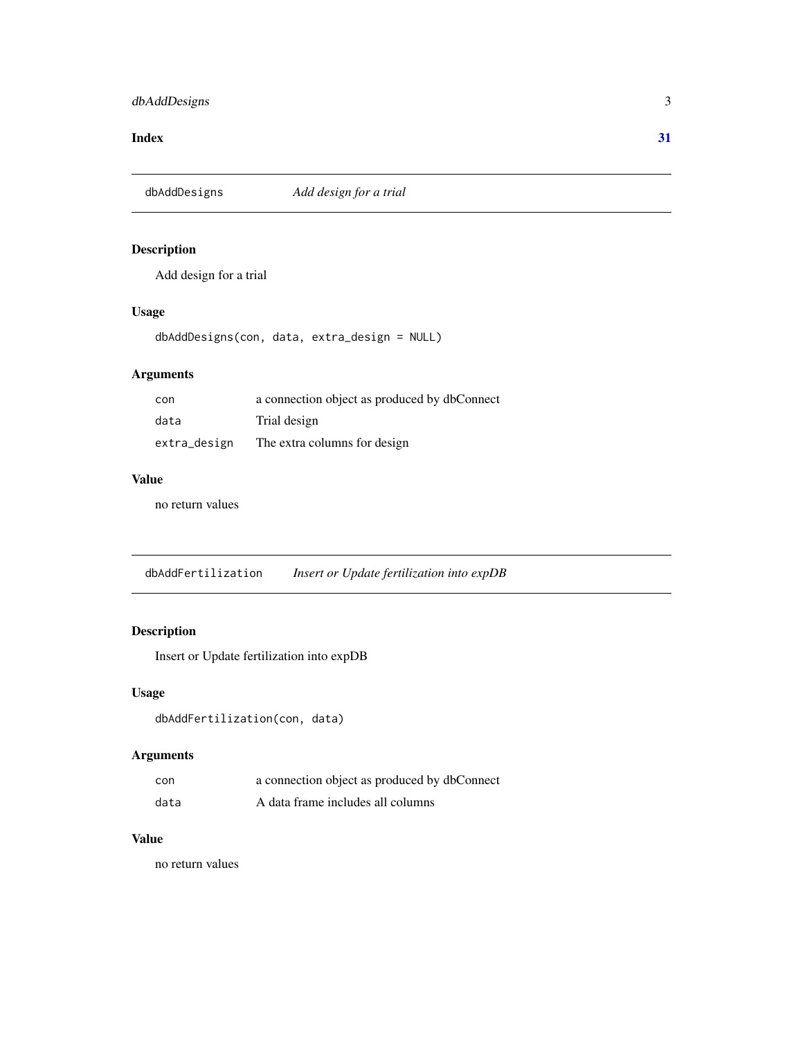**Index** **31**

## dbAddDesigns *Add design for a trial*

### Description

Add design for a trial

### Usage

```
dbAddDesigns(con, data, extra_design = NULL)
```

### Arguments

| | |
|---|---|
| con | a connection object as produced by dbConnect |
| data | Trial design |
| extra_design | The extra columns for design |

### Value

no return values

## dbAddFertilization *Insert or Update fertilization into expDB*

### Description

Insert or Update fertilization into expDB

### Usage

```
dbAddFertilization(con, data)
```

### Arguments

| | |
|---|---|
| con | a connection object as produced by dbConnect |
| data | A data frame includes all columns |

### Value

no return values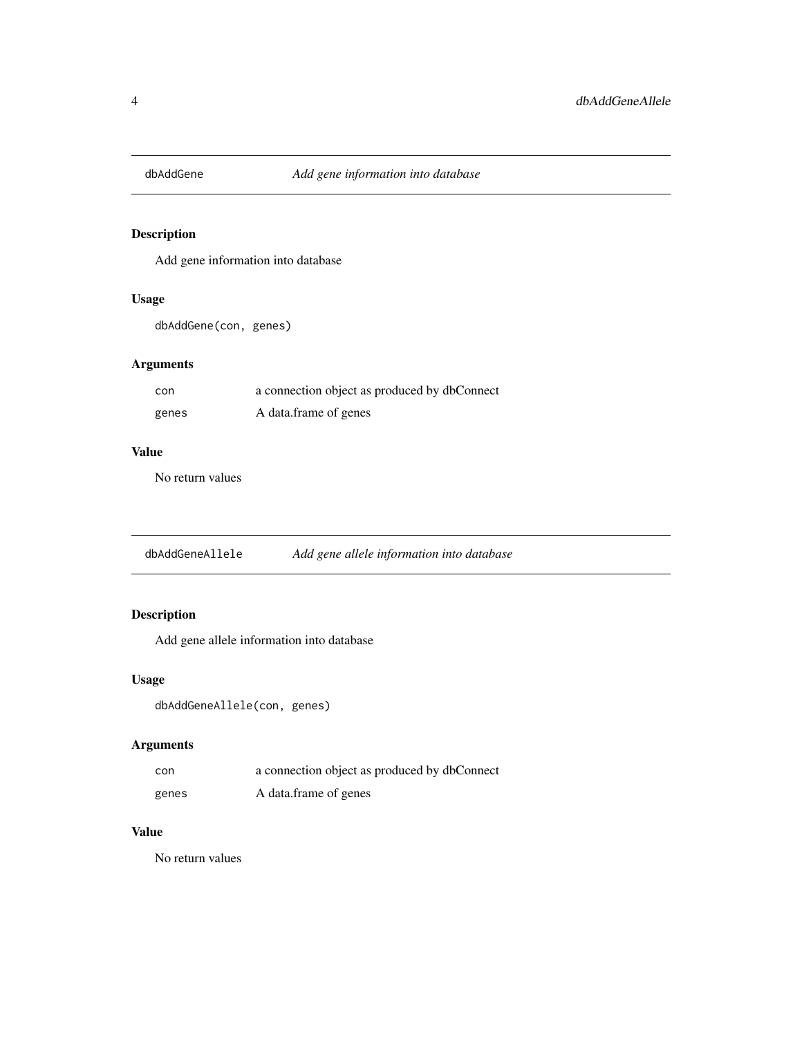## dbAddGene *Add gene information into database*

### Description

Add gene information into database

### Usage

```
dbAddGene(con, genes)
```

### Arguments

| | |
|---|---|
| con | a connection object as produced by dbConnect |
| genes | A data.frame of genes |

### Value

No return values

## dbAddGeneAllele *Add gene allele information into database*

### Description

Add gene allele information into database

### Usage

```
dbAddGeneAllele(con, genes)
```

### Arguments

| | |
|---|---|
| con | a connection object as produced by dbConnect |
| genes | A data.frame of genes |

### Value

No return values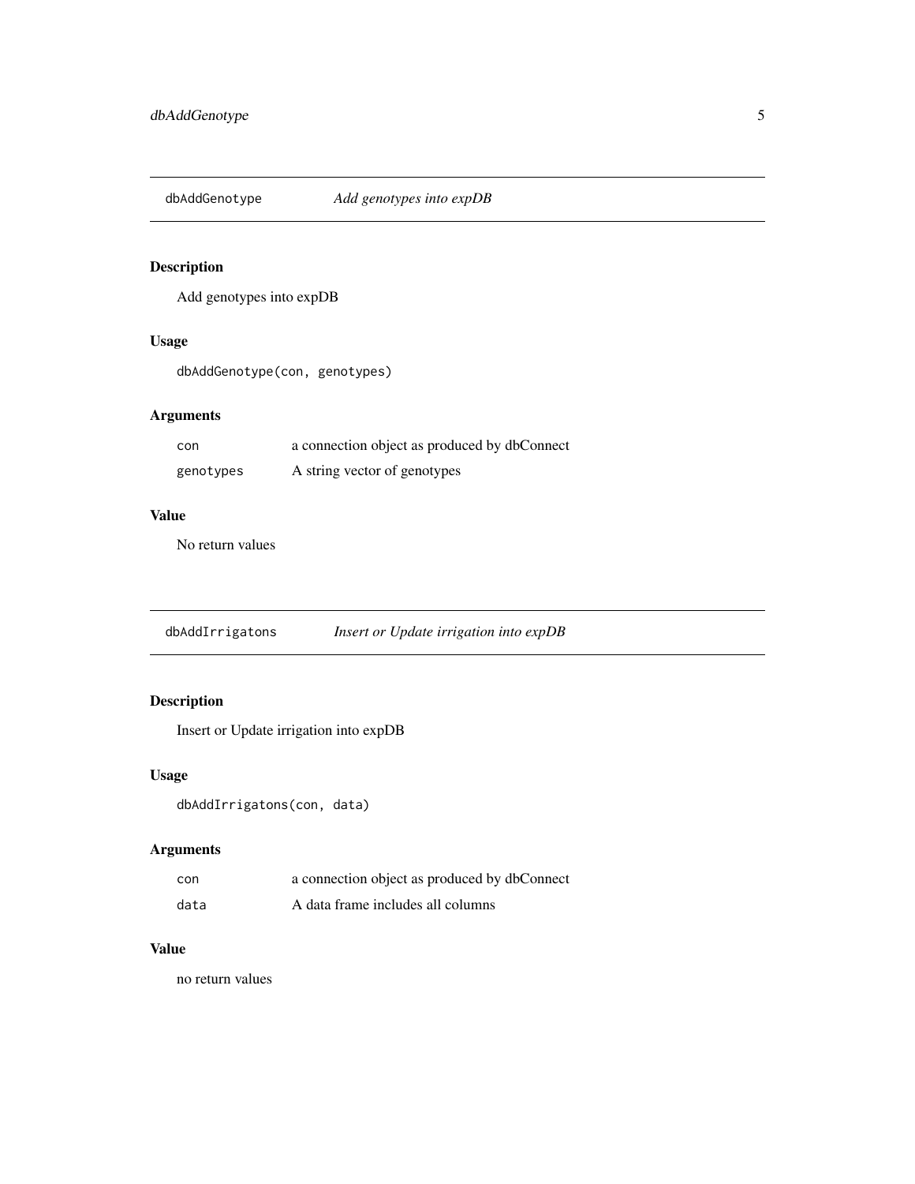## dbAddGenotype — *Add genotypes into expDB*

### Description

Add genotypes into expDB

### Usage

```
dbAddGenotype(con, genotypes)
```

### Arguments

| | |
|---|---|
| `con` | a connection object as produced by dbConnect |
| `genotypes` | A string vector of genotypes |

### Value

No return values

## dbAddIrrigatons — *Insert or Update irrigation into expDB*

### Description

Insert or Update irrigation into expDB

### Usage

```
dbAddIrrigatons(con, data)
```

### Arguments

| | |
|---|---|
| `con` | a connection object as produced by dbConnect |
| `data` | A data frame includes all columns |

### Value

no return values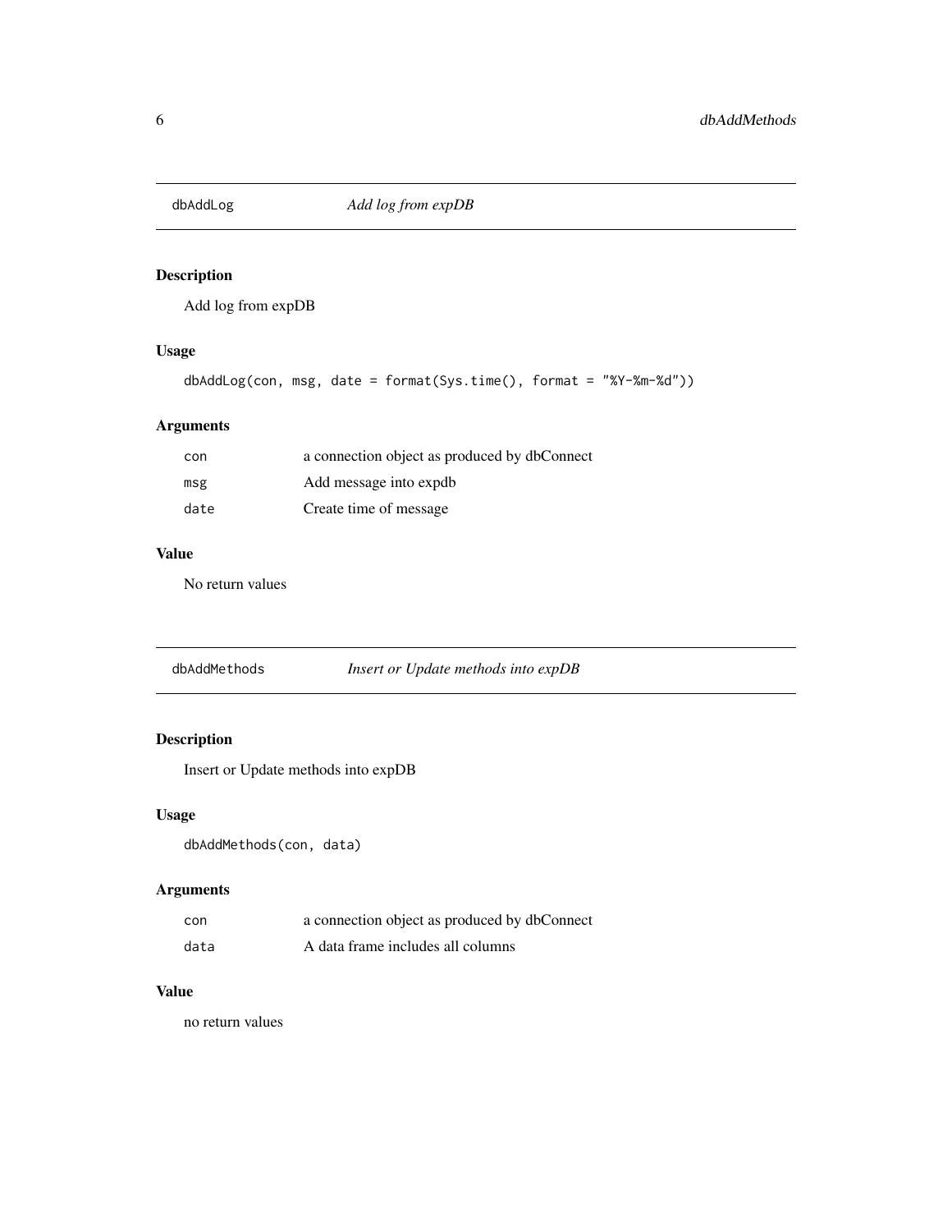## dbAddLog — *Add log from expDB*

### Description

Add log from expDB

### Usage

```
dbAddLog(con, msg, date = format(Sys.time(), format = "%Y-%m-%d"))
```

### Arguments

| | |
|---|---|
| con | a connection object as produced by dbConnect |
| msg | Add message into expdb |
| date | Create time of message |

### Value

No return values

## dbAddMethods — *Insert or Update methods into expDB*

### Description

Insert or Update methods into expDB

### Usage

```
dbAddMethods(con, data)
```

### Arguments

| | |
|---|---|
| con | a connection object as produced by dbConnect |
| data | A data frame includes all columns |

### Value

no return values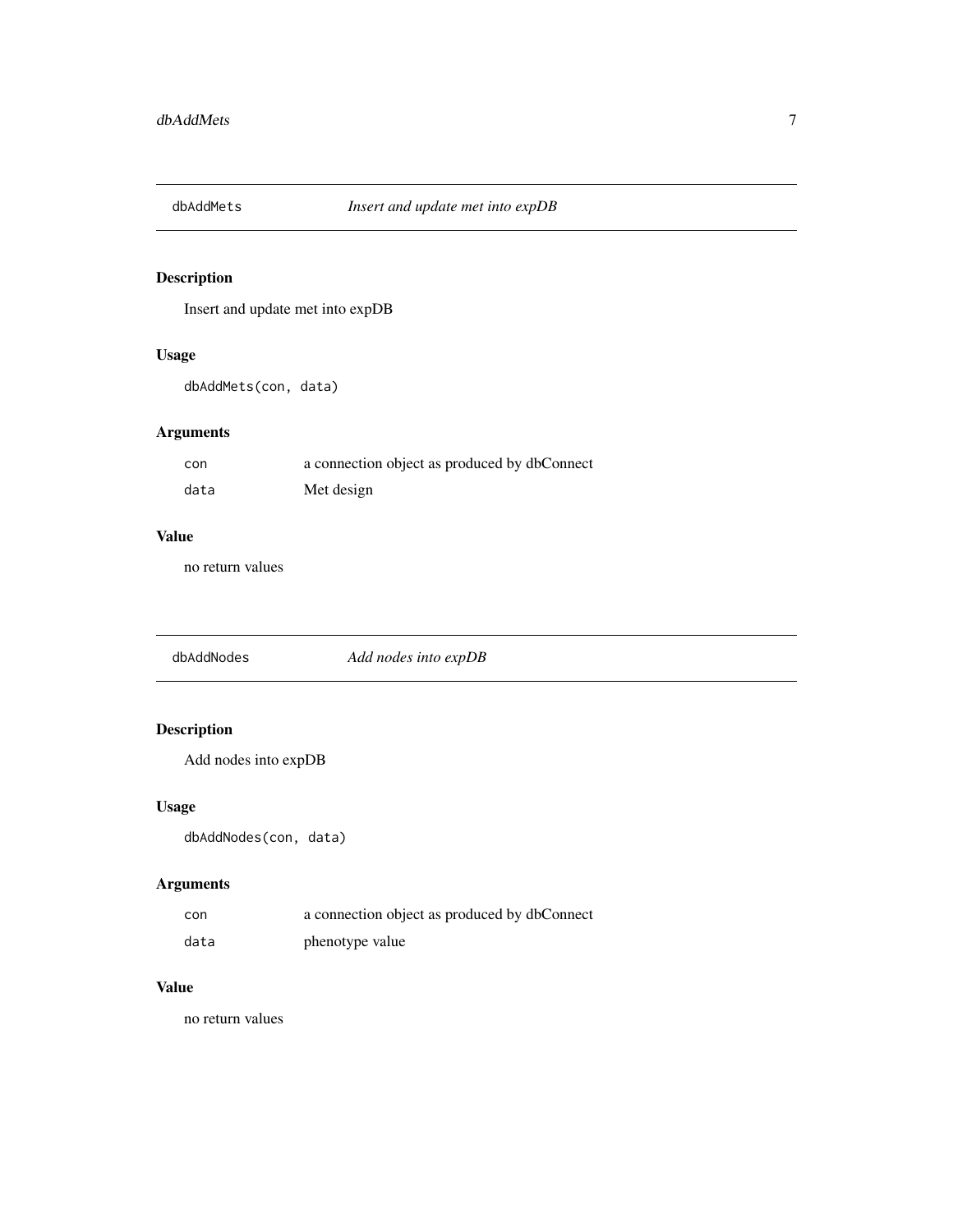## dbAddMets *Insert and update met into expDB*

### Description

Insert and update met into expDB

### Usage

```
dbAddMets(con, data)
```

### Arguments

| | |
|---|---|
| `con` | a connection object as produced by dbConnect |
| `data` | Met design |

### Value

no return values

## dbAddNodes *Add nodes into expDB*

### Description

Add nodes into expDB

### Usage

```
dbAddNodes(con, data)
```

### Arguments

| | |
|---|---|
| `con` | a connection object as produced by dbConnect |
| `data` | phenotype value |

### Value

no return values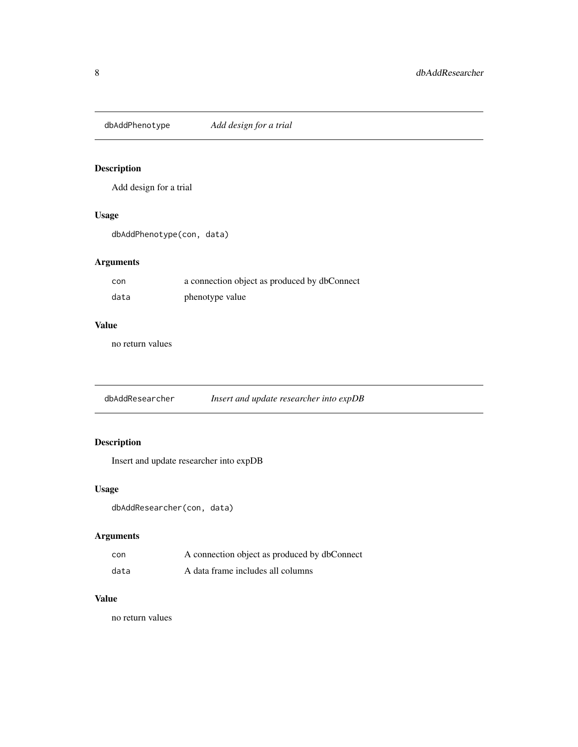## dbAddPhenotype *Add design for a trial*

### Description

Add design for a trial

### Usage

```
dbAddPhenotype(con, data)
```

### Arguments

| | |
|---|---|
| con | a connection object as produced by dbConnect |
| data | phenotype value |

### Value

no return values

## dbAddResearcher *Insert and update researcher into expDB*

### Description

Insert and update researcher into expDB

### Usage

```
dbAddResearcher(con, data)
```

### Arguments

| | |
|---|---|
| con | A connection object as produced by dbConnect |
| data | A data frame includes all columns |

### Value

no return values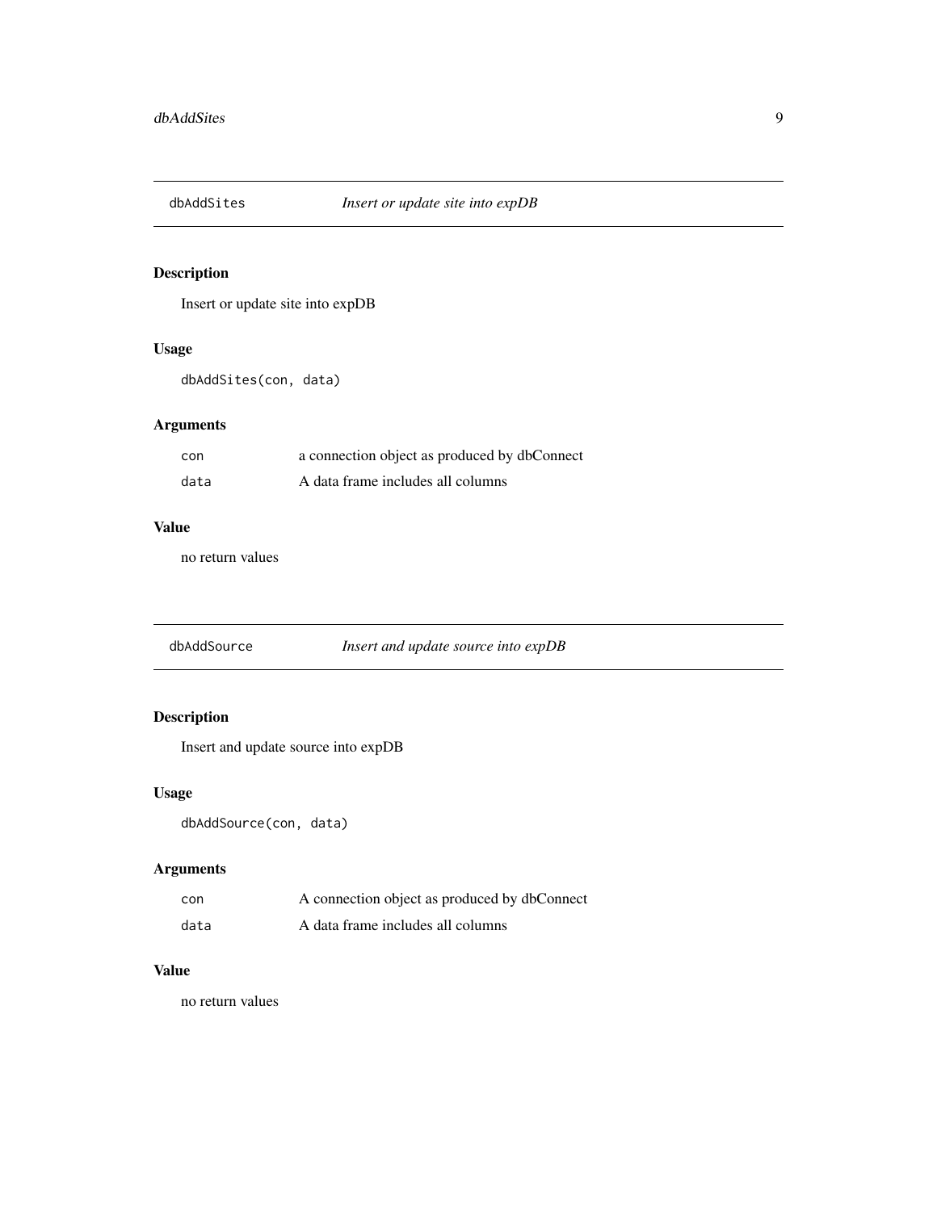## dbAddSites *Insert or update site into expDB*

### Description

Insert or update site into expDB

### Usage

```
dbAddSites(con, data)
```

### Arguments

| | |
|---|---|
| `con` | a connection object as produced by dbConnect |
| `data` | A data frame includes all columns |

### Value

no return values

## dbAddSource *Insert and update source into expDB*

### Description

Insert and update source into expDB

### Usage

```
dbAddSource(con, data)
```

### Arguments

| | |
|---|---|
| `con` | A connection object as produced by dbConnect |
| `data` | A data frame includes all columns |

### Value

no return values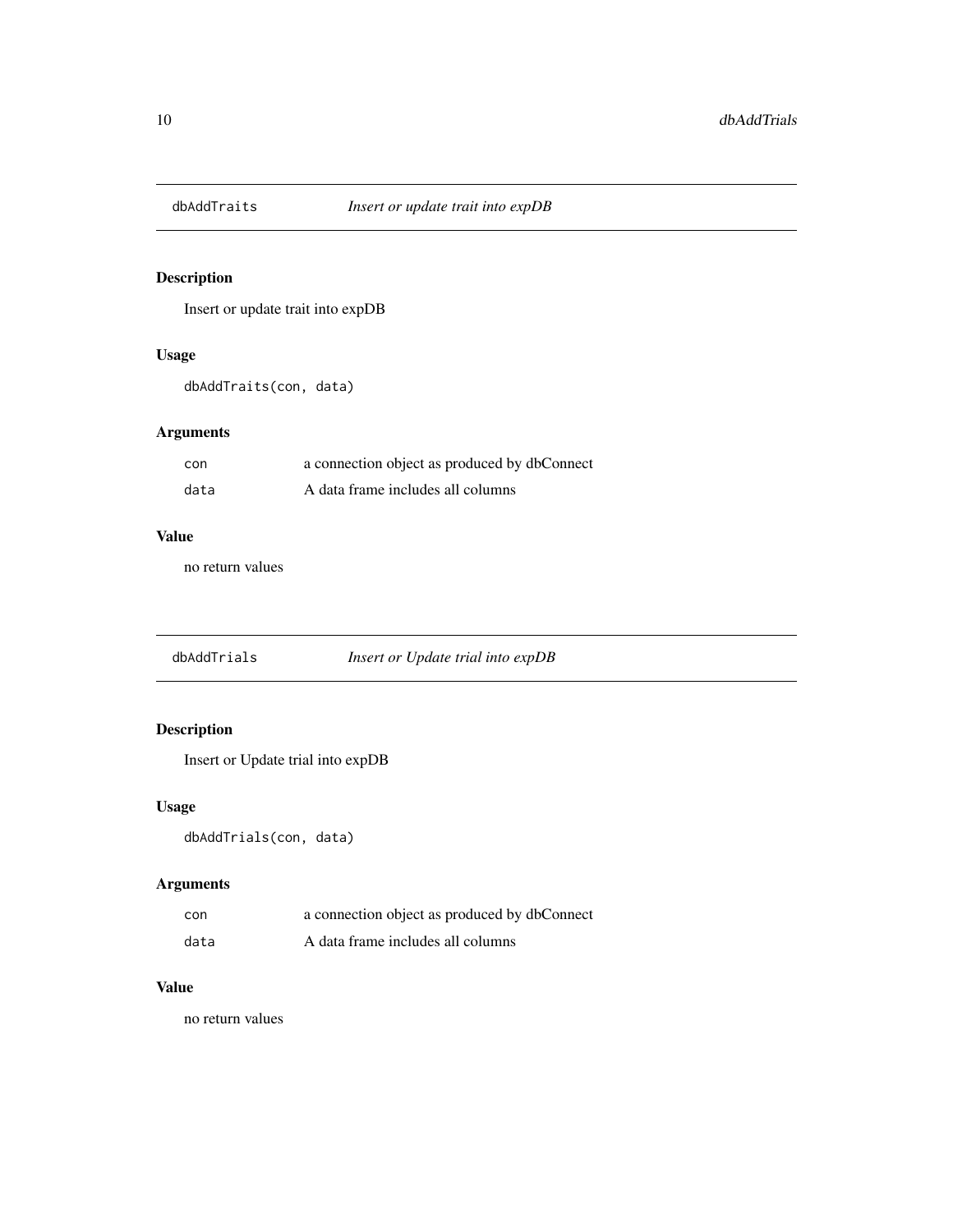## dbAddTraits *Insert or update trait into expDB*

### Description

Insert or update trait into expDB

### Usage

```
dbAddTraits(con, data)
```

### Arguments

| | |
|---|---|
| con | a connection object as produced by dbConnect |
| data | A data frame includes all columns |

### Value

no return values

## dbAddTrials *Insert or Update trial into expDB*

### Description

Insert or Update trial into expDB

### Usage

```
dbAddTrials(con, data)
```

### Arguments

| | |
|---|---|
| con | a connection object as produced by dbConnect |
| data | A data frame includes all columns |

### Value

no return values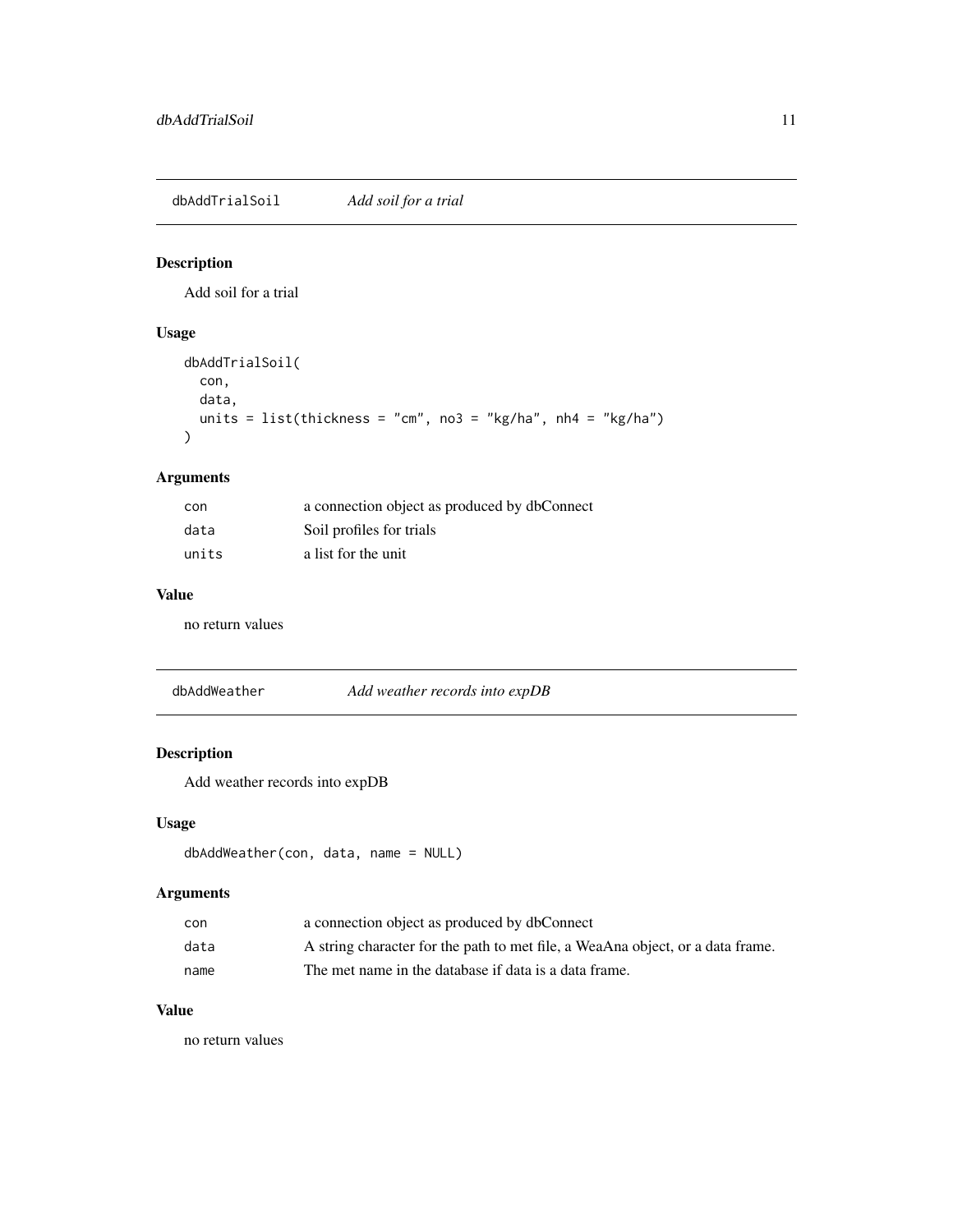## dbAddTrialSoil *Add soil for a trial*

### Description

Add soil for a trial

### Usage

```
dbAddTrialSoil(
  con,
  data,
  units = list(thickness = "cm", no3 = "kg/ha", nh4 = "kg/ha")
)
```

### Arguments

| | |
|---|---|
| con | a connection object as produced by dbConnect |
| data | Soil profiles for trials |
| units | a list for the unit |

### Value

no return values

## dbAddWeather *Add weather records into expDB*

### Description

Add weather records into expDB

### Usage

```
dbAddWeather(con, data, name = NULL)
```

### Arguments

| | |
|---|---|
| con | a connection object as produced by dbConnect |
| data | A string character for the path to met file, a WeaAna object, or a data frame. |
| name | The met name in the database if data is a data frame. |

### Value

no return values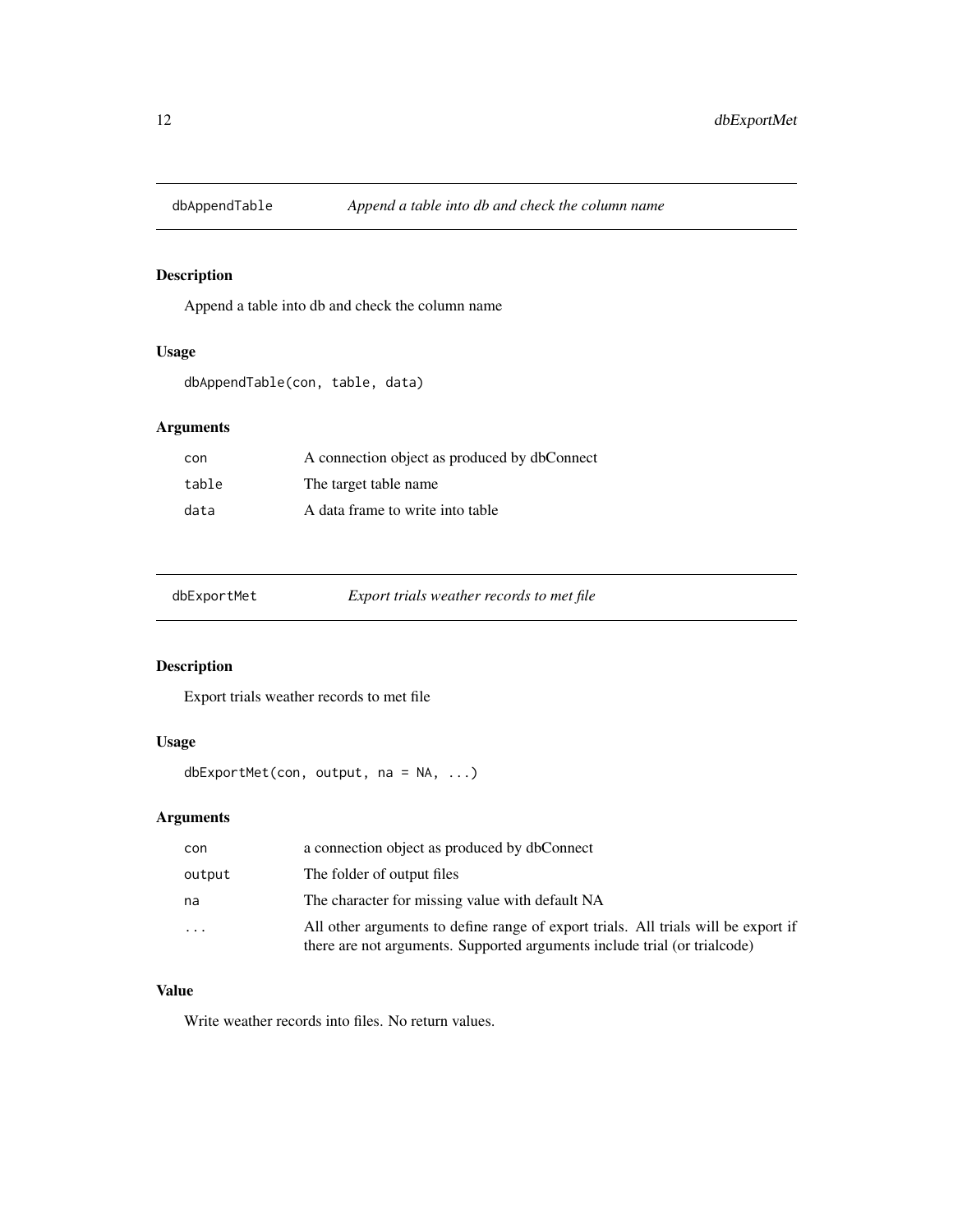## dbAppendTable *Append a table into db and check the column name*

### Description

Append a table into db and check the column name

### Usage

```
dbAppendTable(con, table, data)
```

### Arguments

| | |
|---|---|
| con | A connection object as produced by dbConnect |
| table | The target table name |
| data | A data frame to write into table |

## dbExportMet *Export trials weather records to met file*

### Description

Export trials weather records to met file

### Usage

```
dbExportMet(con, output, na = NA, ...)
```

### Arguments

| | |
|---|---|
| con | a connection object as produced by dbConnect |
| output | The folder of output files |
| na | The character for missing value with default NA |
| ... | All other arguments to define range of export trials. All trials will be export if there are not arguments. Supported arguments include trial (or trialcode) |

### Value

Write weather records into files. No return values.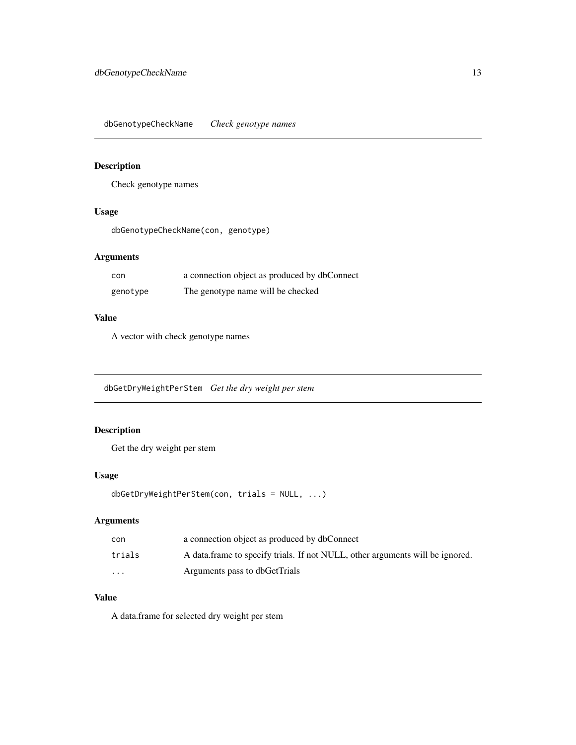## dbGenotypeCheckName    *Check genotype names*

### Description

Check genotype names

### Usage

```
dbGenotypeCheckName(con, genotype)
```

### Arguments

| | |
|---|---|
| con | a connection object as produced by dbConnect |
| genotype | The genotype name will be checked |

### Value

A vector with check genotype names

## dbGetDryWeightPerStem    *Get the dry weight per stem*

### Description

Get the dry weight per stem

### Usage

```
dbGetDryWeightPerStem(con, trials = NULL, ...)
```

### Arguments

| | |
|---|---|
| con | a connection object as produced by dbConnect |
| trials | A data.frame to specify trials. If not NULL, other arguments will be ignored. |
| ... | Arguments pass to dbGetTrials |

### Value

A data.frame for selected dry weight per stem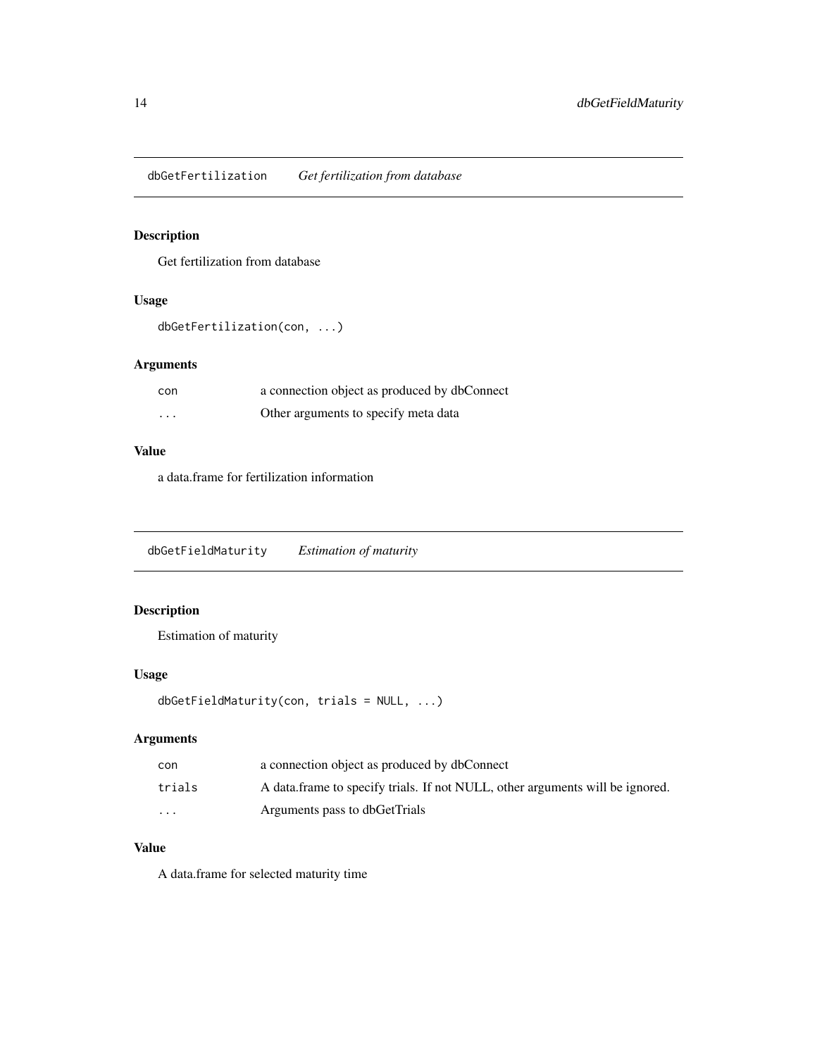## dbGetFertilization *Get fertilization from database*

### Description

Get fertilization from database

### Usage

```
dbGetFertilization(con, ...)
```

### Arguments

| | |
|---|---|
| con | a connection object as produced by dbConnect |
| ... | Other arguments to specify meta data |

### Value

a data.frame for fertilization information

## dbGetFieldMaturity *Estimation of maturity*

### Description

Estimation of maturity

### Usage

```
dbGetFieldMaturity(con, trials = NULL, ...)
```

### Arguments

| | |
|---|---|
| con | a connection object as produced by dbConnect |
| trials | A data.frame to specify trials. If not NULL, other arguments will be ignored. |
| ... | Arguments pass to dbGetTrials |

### Value

A data.frame for selected maturity time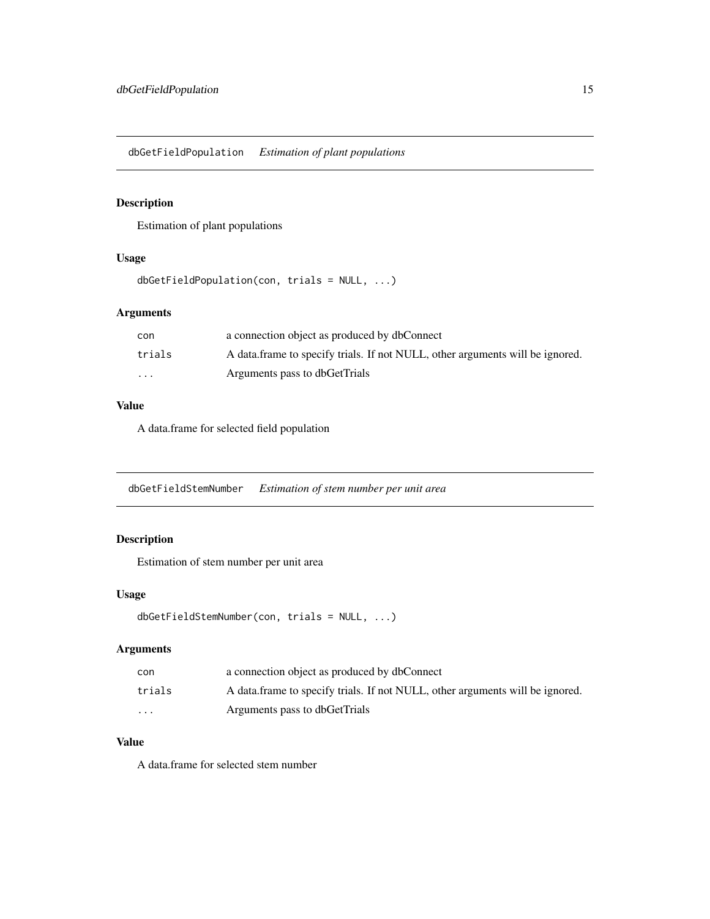## dbGetFieldPopulation *Estimation of plant populations*

### Description

Estimation of plant populations

### Usage

```
dbGetFieldPopulation(con, trials = NULL, ...)
```

### Arguments

| | |
|---|---|
| `con` | a connection object as produced by dbConnect |
| `trials` | A data.frame to specify trials. If not NULL, other arguments will be ignored. |
| `...` | Arguments pass to dbGetTrials |

### Value

A data.frame for selected field population

## dbGetFieldStemNumber *Estimation of stem number per unit area*

### Description

Estimation of stem number per unit area

### Usage

```
dbGetFieldStemNumber(con, trials = NULL, ...)
```

### Arguments

| | |
|---|---|
| `con` | a connection object as produced by dbConnect |
| `trials` | A data.frame to specify trials. If not NULL, other arguments will be ignored. |
| `...` | Arguments pass to dbGetTrials |

### Value

A data.frame for selected stem number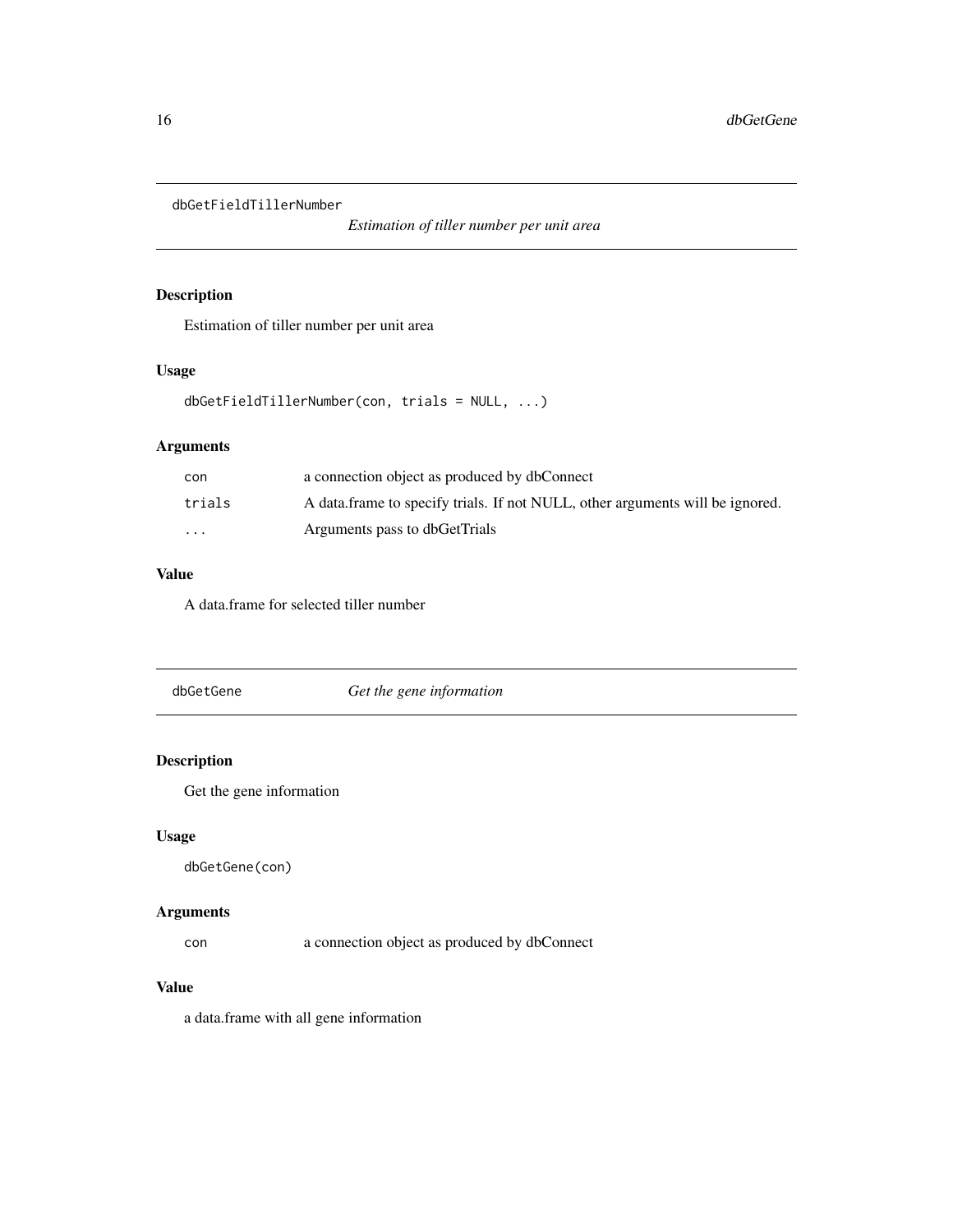## dbGetFieldTillerNumber

*Estimation of tiller number per unit area*

### Description

Estimation of tiller number per unit area

### Usage

```
dbGetFieldTillerNumber(con, trials = NULL, ...)
```

### Arguments

| | |
|---|---|
| con | a connection object as produced by dbConnect |
| trials | A data.frame to specify trials. If not NULL, other arguments will be ignored. |
| ... | Arguments pass to dbGetTrials |

### Value

A data.frame for selected tiller number

## dbGetGene

*Get the gene information*

### Description

Get the gene information

### Usage

```
dbGetGene(con)
```

### Arguments

| | |
|---|---|
| con | a connection object as produced by dbConnect |

### Value

a data.frame with all gene information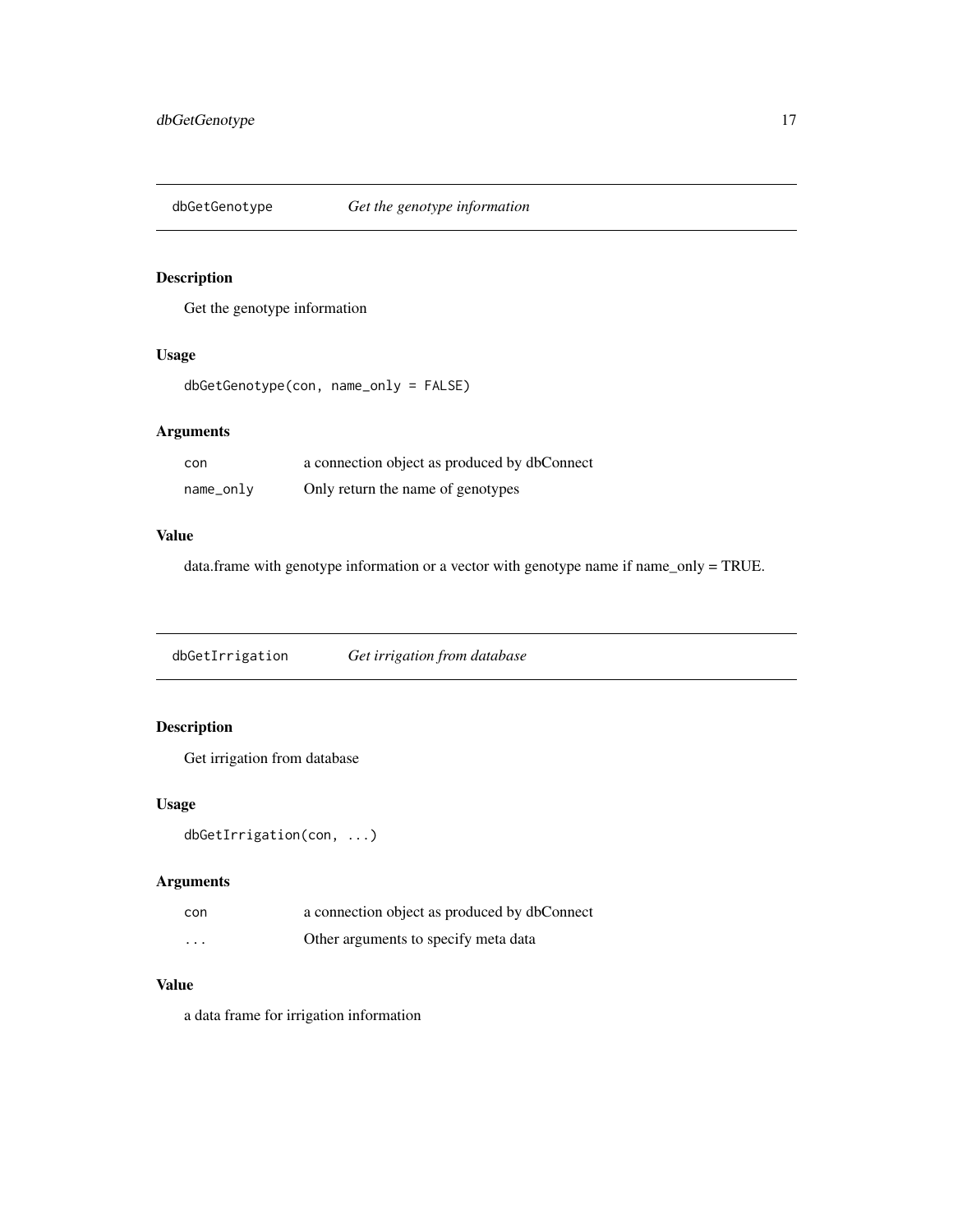## dbGetGenotype *Get the genotype information*

### Description

Get the genotype information

### Usage

```
dbGetGenotype(con, name_only = FALSE)
```

### Arguments

| | |
|---|---|
| `con` | a connection object as produced by dbConnect |
| `name_only` | Only return the name of genotypes |

### Value

data.frame with genotype information or a vector with genotype name if name_only = TRUE.

## dbGetIrrigation *Get irrigation from database*

### Description

Get irrigation from database

### Usage

```
dbGetIrrigation(con, ...)
```

### Arguments

| | |
|---|---|
| `con` | a connection object as produced by dbConnect |
| `...` | Other arguments to specify meta data |

### Value

a data frame for irrigation information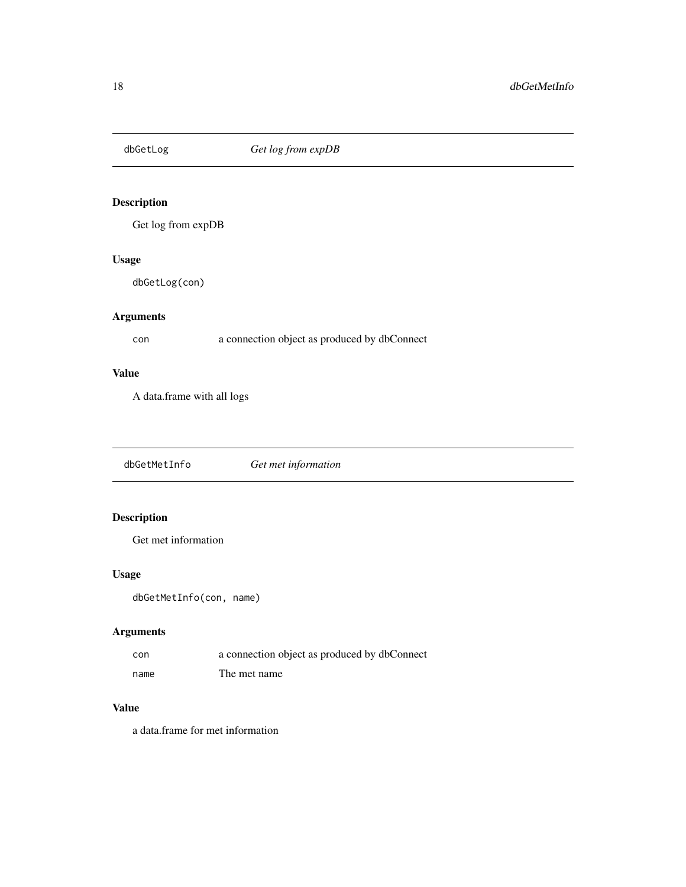## dbGetLog — *Get log from expDB*

### Description

Get log from expDB

### Usage

```
dbGetLog(con)
```

### Arguments

| | |
|---|---|
| `con` | a connection object as produced by dbConnect |

### Value

A data.frame with all logs

## dbGetMetInfo — *Get met information*

### Description

Get met information

### Usage

```
dbGetMetInfo(con, name)
```

### Arguments

| | |
|---|---|
| `con` | a connection object as produced by dbConnect |
| `name` | The met name |

### Value

a data.frame for met information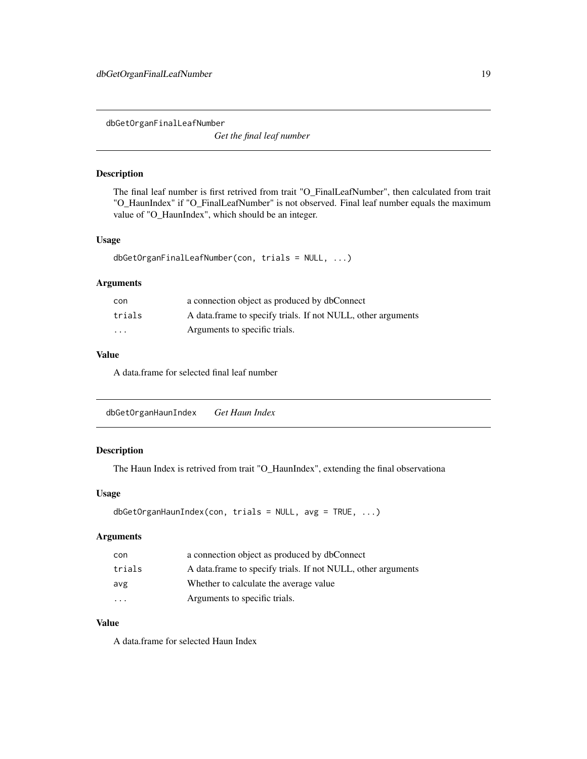## dbGetOrganFinalLeafNumber

*Get the final leaf number*

### Description

The final leaf number is first retrived from trait "O_FinalLeafNumber", then calculated from trait "O_HaunIndex" if "O_FinalLeafNumber" is not observed. Final leaf number equals the maximum value of "O_HaunIndex", which should be an integer.

### Usage

```
dbGetOrganFinalLeafNumber(con, trials = NULL, ...)
```

### Arguments

| | |
|---|---|
| `con` | a connection object as produced by dbConnect |
| `trials` | A data.frame to specify trials. If not NULL, other arguments |
| `...` | Arguments to specific trials. |

### Value

A data.frame for selected final leaf number

## dbGetOrganHaunIndex

*Get Haun Index*

### Description

The Haun Index is retrived from trait "O_HaunIndex", extending the final observationa

### Usage

```
dbGetOrganHaunIndex(con, trials = NULL, avg = TRUE, ...)
```

### Arguments

| | |
|---|---|
| `con` | a connection object as produced by dbConnect |
| `trials` | A data.frame to specify trials. If not NULL, other arguments |
| `avg` | Whether to calculate the average value |
| `...` | Arguments to specific trials. |

### Value

A data.frame for selected Haun Index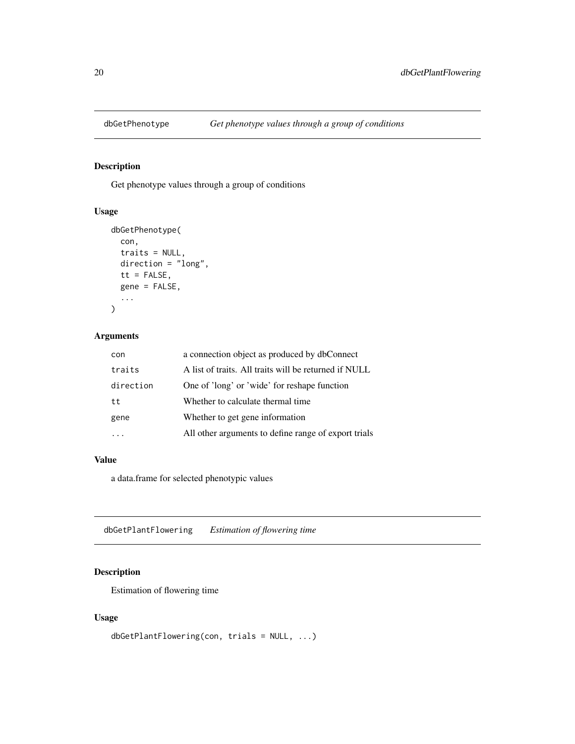## dbGetPhenotype *Get phenotype values through a group of conditions*

### Description

Get phenotype values through a group of conditions

### Usage

```
dbGetPhenotype(
  con,
  traits = NULL,
  direction = "long",
  tt = FALSE,
  gene = FALSE,
  ...
)
```

### Arguments

| | |
|---|---|
| con | a connection object as produced by dbConnect |
| traits | A list of traits. All traits will be returned if NULL |
| direction | One of 'long' or 'wide' for reshape function |
| tt | Whether to calculate thermal time |
| gene | Whether to get gene information |
| ... | All other arguments to define range of export trials |

### Value

a data.frame for selected phenotypic values

## dbGetPlantFlowering *Estimation of flowering time*

### Description

Estimation of flowering time

### Usage

```
dbGetPlantFlowering(con, trials = NULL, ...)
```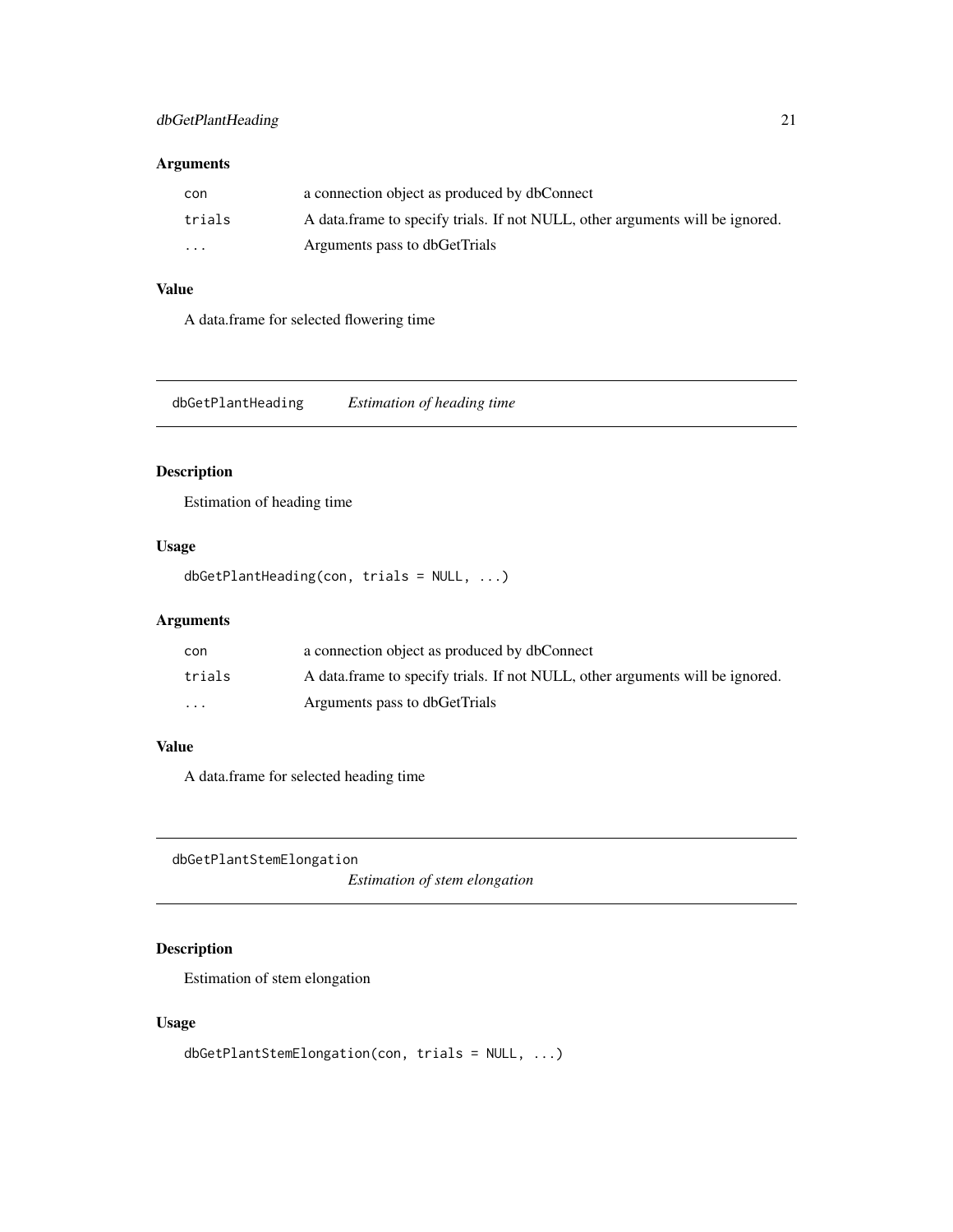### Arguments

| | |
|---|---|
| con | a connection object as produced by dbConnect |
| trials | A data.frame to specify trials. If not NULL, other arguments will be ignored. |
| ... | Arguments pass to dbGetTrials |

### Value

A data.frame for selected flowering time

---

## dbGetPlantHeading *Estimation of heading time*

### Description

Estimation of heading time

### Usage

```
dbGetPlantHeading(con, trials = NULL, ...)
```

### Arguments

| | |
|---|---|
| con | a connection object as produced by dbConnect |
| trials | A data.frame to specify trials. If not NULL, other arguments will be ignored. |
| ... | Arguments pass to dbGetTrials |

### Value

A data.frame for selected heading time

---

## dbGetPlantStemElongation *Estimation of stem elongation*

### Description

Estimation of stem elongation

### Usage

```
dbGetPlantStemElongation(con, trials = NULL, ...)
```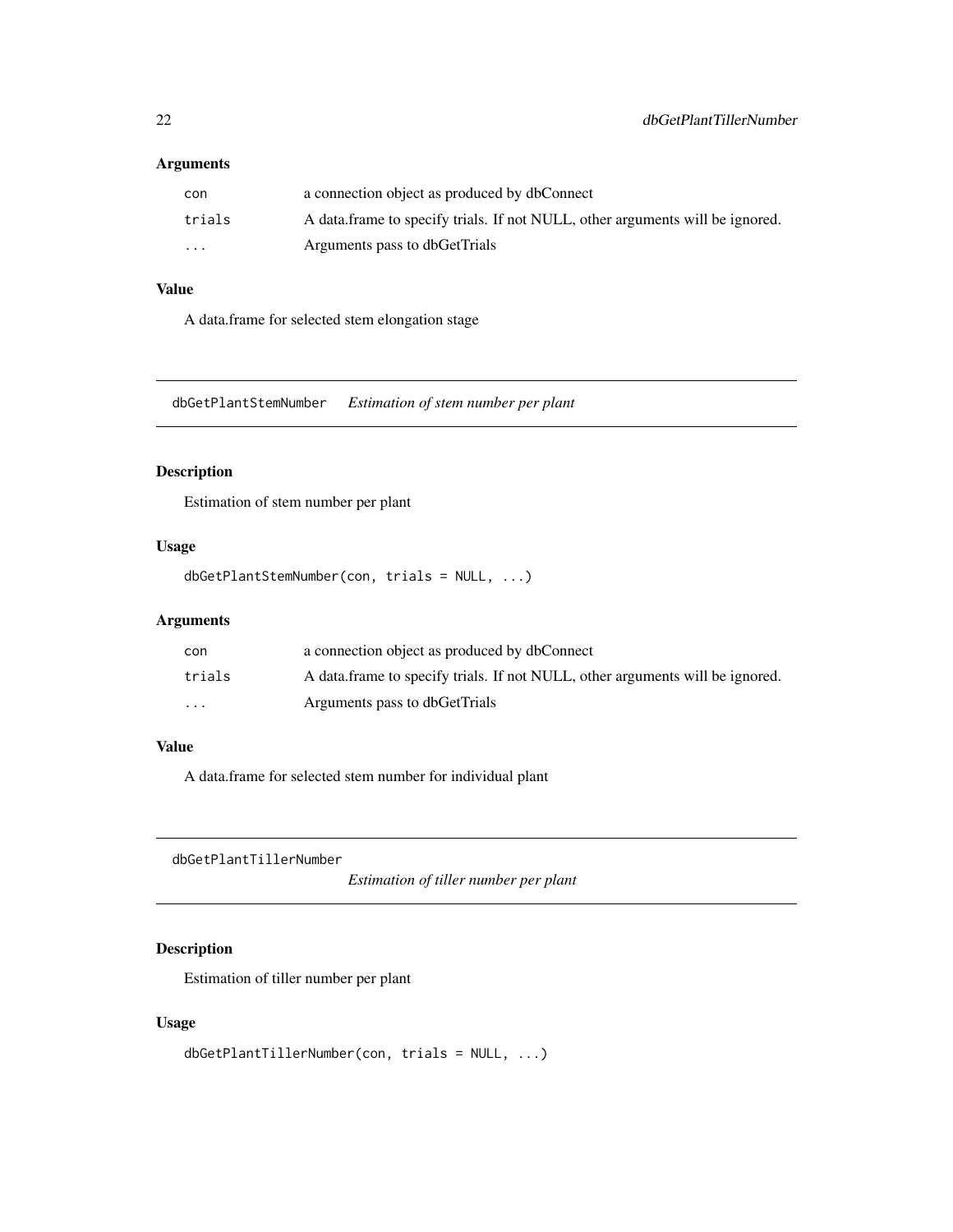### Arguments

| | |
|---|---|
| `con` | a connection object as produced by dbConnect |
| `trials` | A data.frame to specify trials. If not NULL, other arguments will be ignored. |
| `...` | Arguments pass to dbGetTrials |

### Value

A data.frame for selected stem elongation stage

## dbGetPlantStemNumber *Estimation of stem number per plant*

### Description

Estimation of stem number per plant

### Usage

```
dbGetPlantStemNumber(con, trials = NULL, ...)
```

### Arguments

| | |
|---|---|
| `con` | a connection object as produced by dbConnect |
| `trials` | A data.frame to specify trials. If not NULL, other arguments will be ignored. |
| `...` | Arguments pass to dbGetTrials |

### Value

A data.frame for selected stem number for individual plant

## dbGetPlantTillerNumber *Estimation of tiller number per plant*

### Description

Estimation of tiller number per plant

### Usage

```
dbGetPlantTillerNumber(con, trials = NULL, ...)
```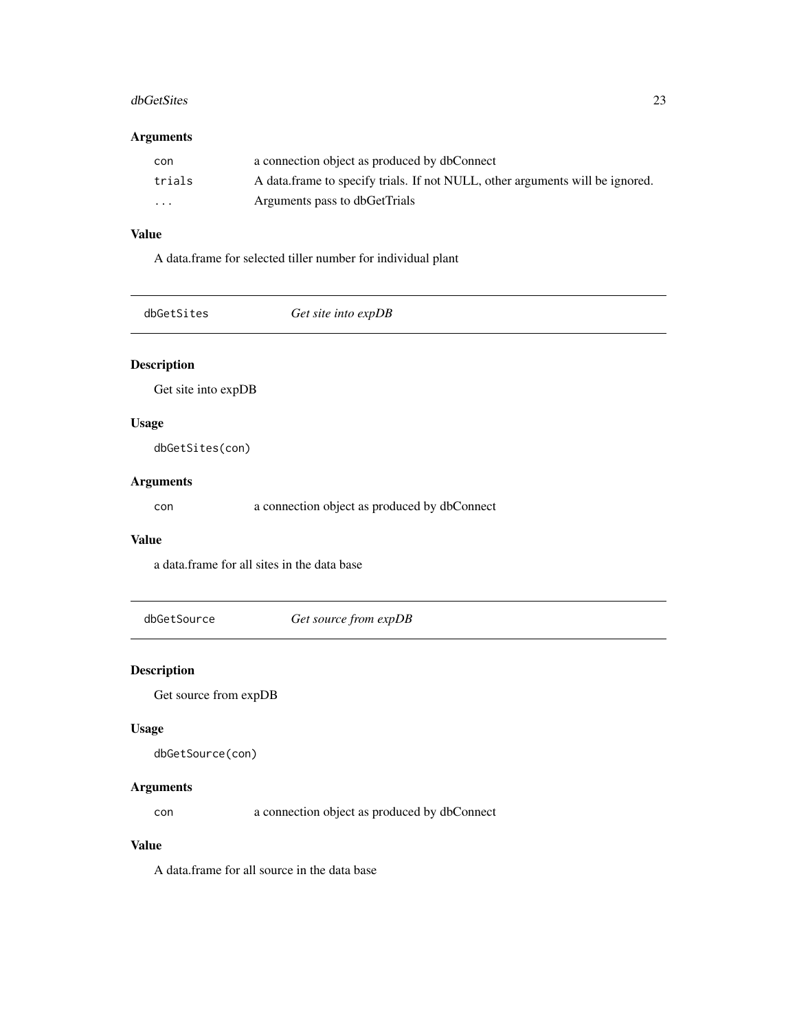### Arguments

| | |
|---|---|
| con | a connection object as produced by dbConnect |
| trials | A data.frame to specify trials. If not NULL, other arguments will be ignored. |
| ... | Arguments pass to dbGetTrials |

### Value

A data.frame for selected tiller number for individual plant

## dbGetSites *Get site into expDB*

### Description

Get site into expDB

### Usage

```
dbGetSites(con)
```

### Arguments

| | |
|---|---|
| con | a connection object as produced by dbConnect |

### Value

a data.frame for all sites in the data base

## dbGetSource *Get source from expDB*

### Description

Get source from expDB

### Usage

```
dbGetSource(con)
```

### Arguments

| | |
|---|---|
| con | a connection object as produced by dbConnect |

### Value

A data.frame for all source in the data base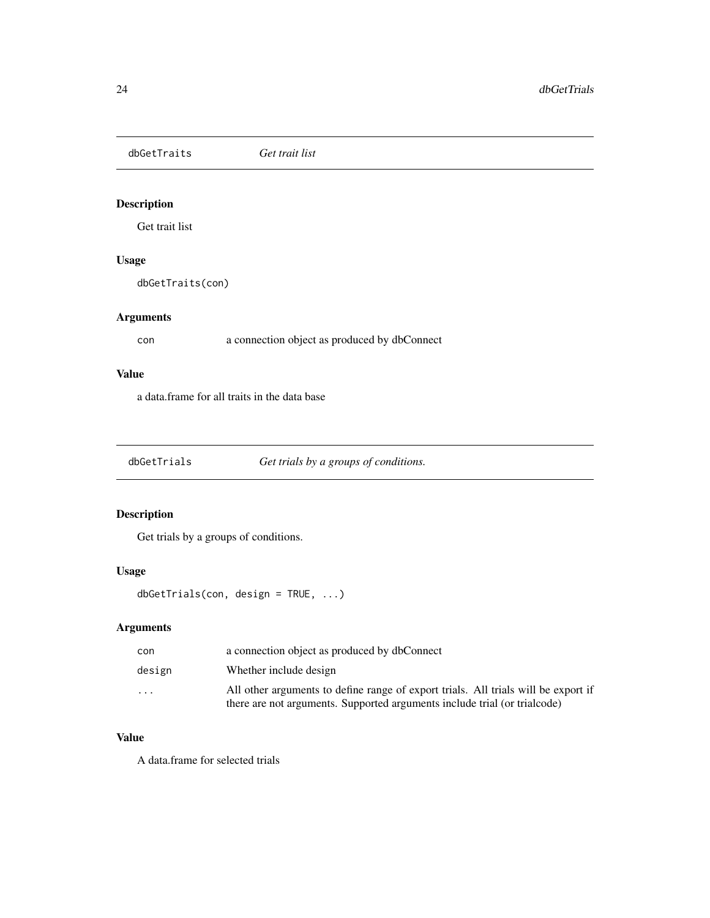## dbGetTraits *Get trait list*

### Description

Get trait list

### Usage

```
dbGetTraits(con)
```

### Arguments

| | |
|---|---|
| con | a connection object as produced by dbConnect |

### Value

a data.frame for all traits in the data base

## dbGetTrials *Get trials by a groups of conditions.*

### Description

Get trials by a groups of conditions.

### Usage

```
dbGetTrials(con, design = TRUE, ...)
```

### Arguments

| | |
|---|---|
| con | a connection object as produced by dbConnect |
| design | Whether include design |
| ... | All other arguments to define range of export trials. All trials will be export if there are not arguments. Supported arguments include trial (or trialcode) |

### Value

A data.frame for selected trials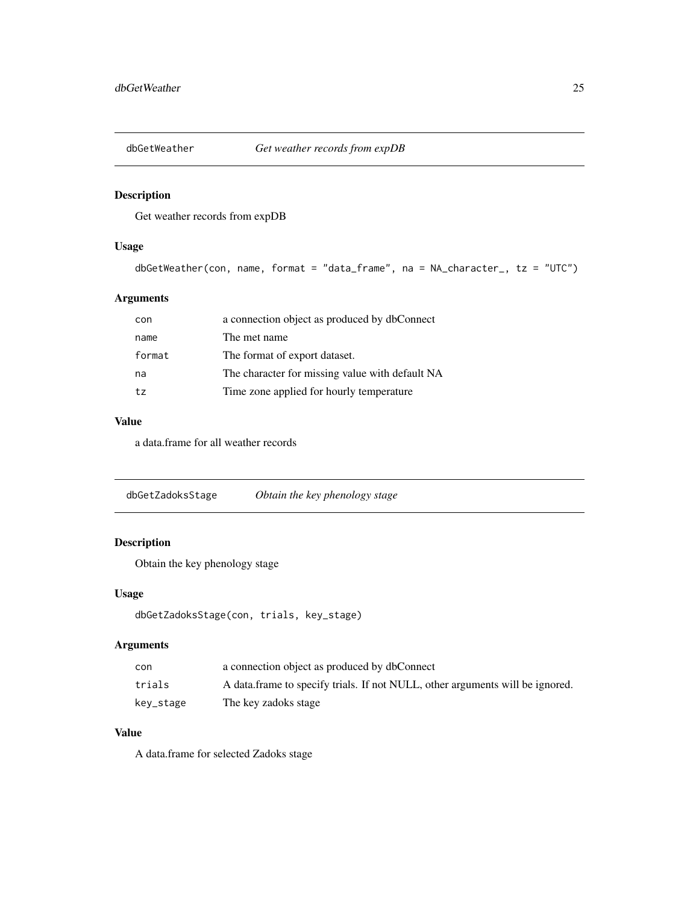## dbGetWeather *Get weather records from expDB*

### Description

Get weather records from expDB

### Usage

```
dbGetWeather(con, name, format = "data_frame", na = NA_character_, tz = "UTC")
```

### Arguments

| | |
|---|---|
| con | a connection object as produced by dbConnect |
| name | The met name |
| format | The format of export dataset. |
| na | The character for missing value with default NA |
| tz | Time zone applied for hourly temperature |

### Value

a data.frame for all weather records

## dbGetZadoksStage *Obtain the key phenology stage*

### Description

Obtain the key phenology stage

### Usage

```
dbGetZadoksStage(con, trials, key_stage)
```

### Arguments

| | |
|---|---|
| con | a connection object as produced by dbConnect |
| trials | A data.frame to specify trials. If not NULL, other arguments will be ignored. |
| key_stage | The key zadoks stage |

### Value

A data.frame for selected Zadoks stage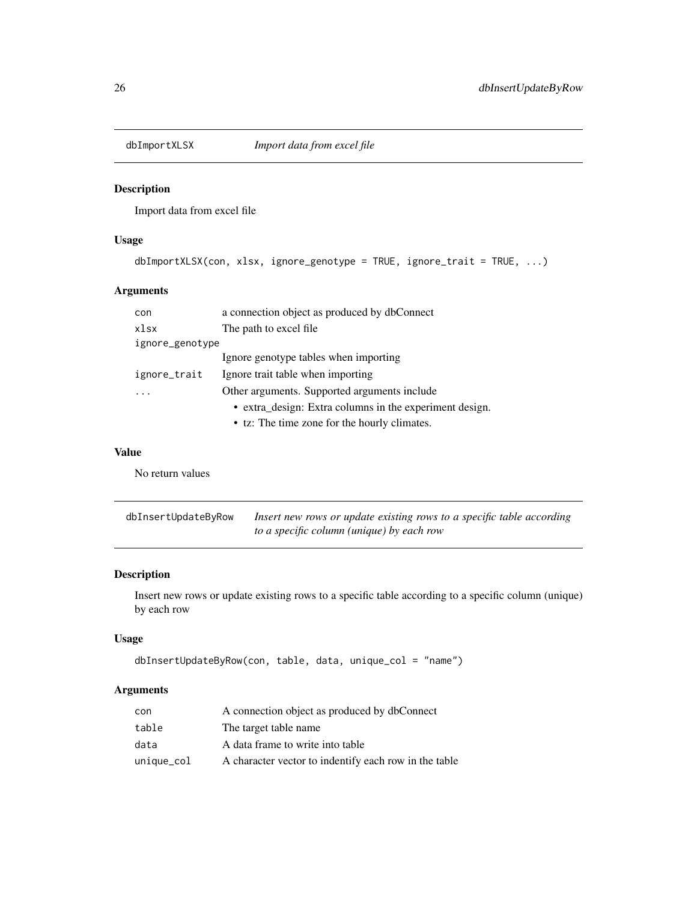## dbImportXLSX *Import data from excel file*

### Description

Import data from excel file

### Usage

```
dbImportXLSX(con, xlsx, ignore_genotype = TRUE, ignore_trait = TRUE, ...)
```

### Arguments

| | |
|---|---|
| con | a connection object as produced by dbConnect |
| xlsx | The path to excel file |
| ignore_genotype | Ignore genotype tables when importing |
| ignore_trait | Ignore trait table when importing |
| ... | Other arguments. Supported arguments include<br>• extra_design: Extra columns in the experiment design.<br>• tz: The time zone for the hourly climates. |

### Value

No return values

## dbInsertUpdateByRow *Insert new rows or update existing rows to a specific table according to a specific column (unique) by each row*

### Description

Insert new rows or update existing rows to a specific table according to a specific column (unique) by each row

### Usage

```
dbInsertUpdateByRow(con, table, data, unique_col = "name")
```

### Arguments

| | |
|---|---|
| con | A connection object as produced by dbConnect |
| table | The target table name |
| data | A data frame to write into table |
| unique_col | A character vector to indentify each row in the table |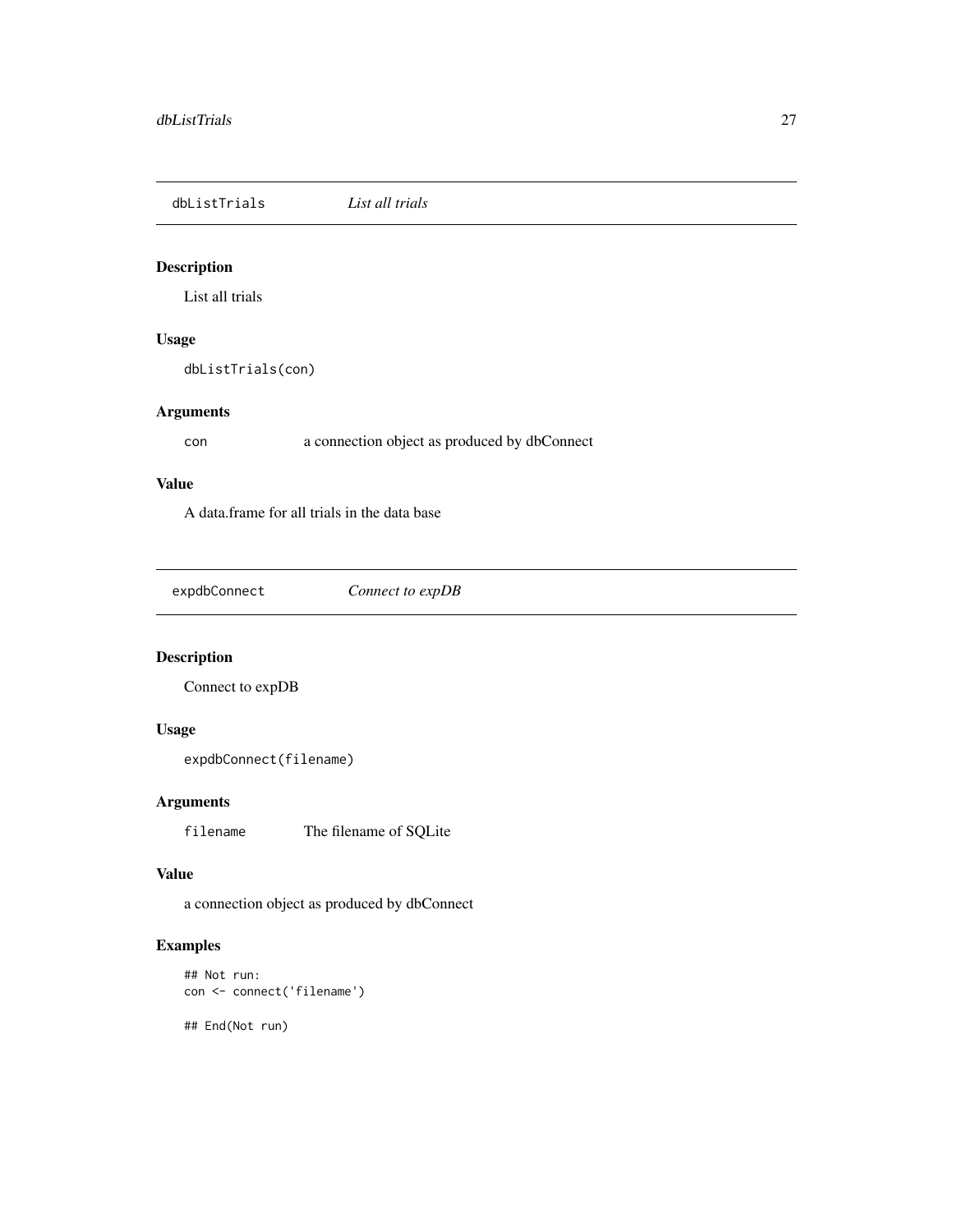## dbListTrials — *List all trials*

### Description

List all trials

### Usage

```
dbListTrials(con)
```

### Arguments

| | |
|---|---|
| `con` | a connection object as produced by dbConnect |

### Value

A data.frame for all trials in the data base

## expdbConnect — *Connect to expDB*

### Description

Connect to expDB

### Usage

```
expdbConnect(filename)
```

### Arguments

| | |
|---|---|
| `filename` | The filename of SQLite |

### Value

a connection object as produced by dbConnect

### Examples

```
## Not run:
con <- connect('filename')

## End(Not run)
```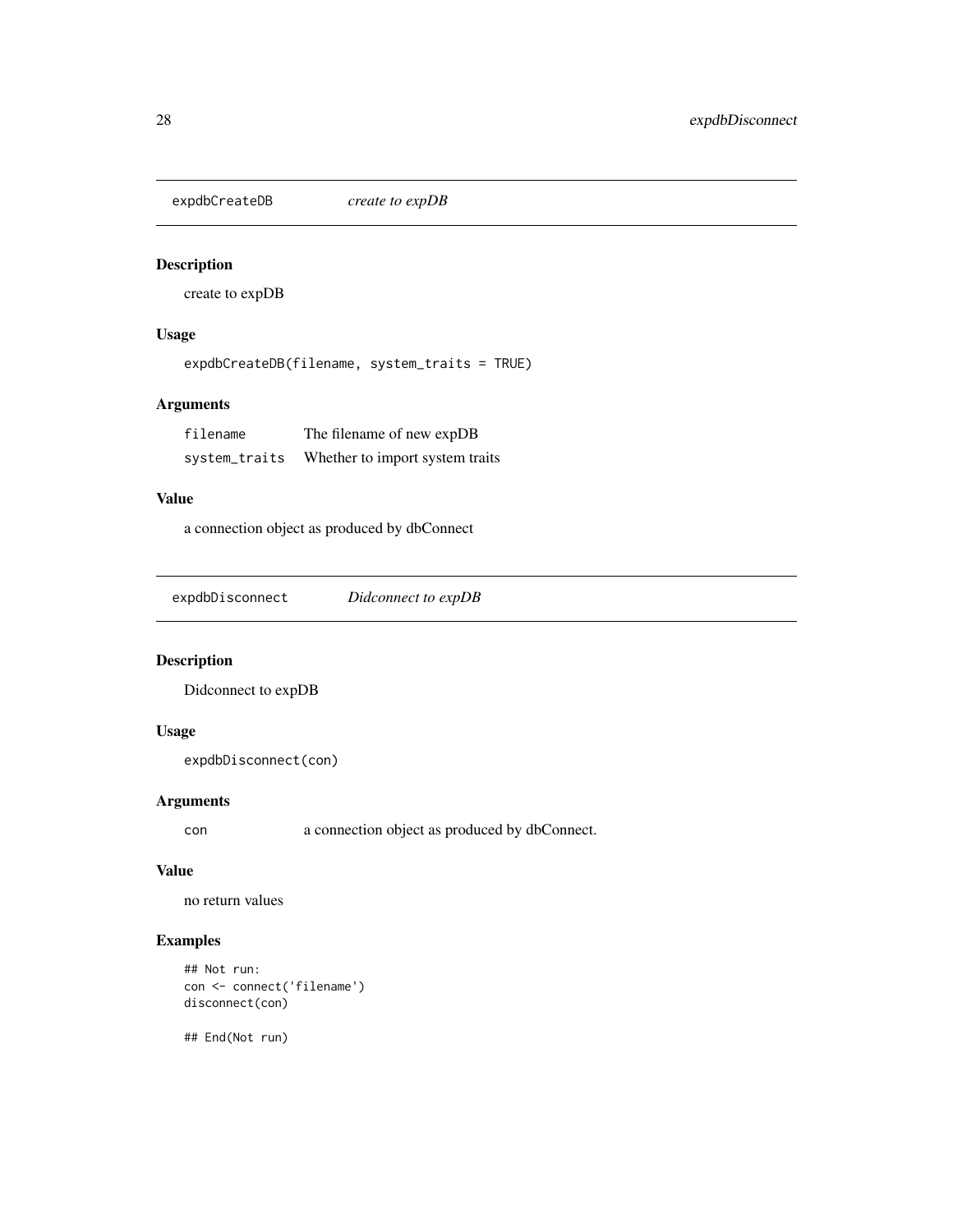## expdbCreateDB    *create to expDB*

### Description

create to expDB

### Usage

```
expdbCreateDB(filename, system_traits = TRUE)
```

### Arguments

| | |
|---|---|
| filename | The filename of new expDB |
| system_traits | Whether to import system traits |

### Value

a connection object as produced by dbConnect

## expdbDisconnect    *Didconnect to expDB*

### Description

Didconnect to expDB

### Usage

```
expdbDisconnect(con)
```

### Arguments

| | |
|---|---|
| con | a connection object as produced by dbConnect. |

### Value

no return values

### Examples

```
## Not run:
con <- connect('filename')
disconnect(con)

## End(Not run)
```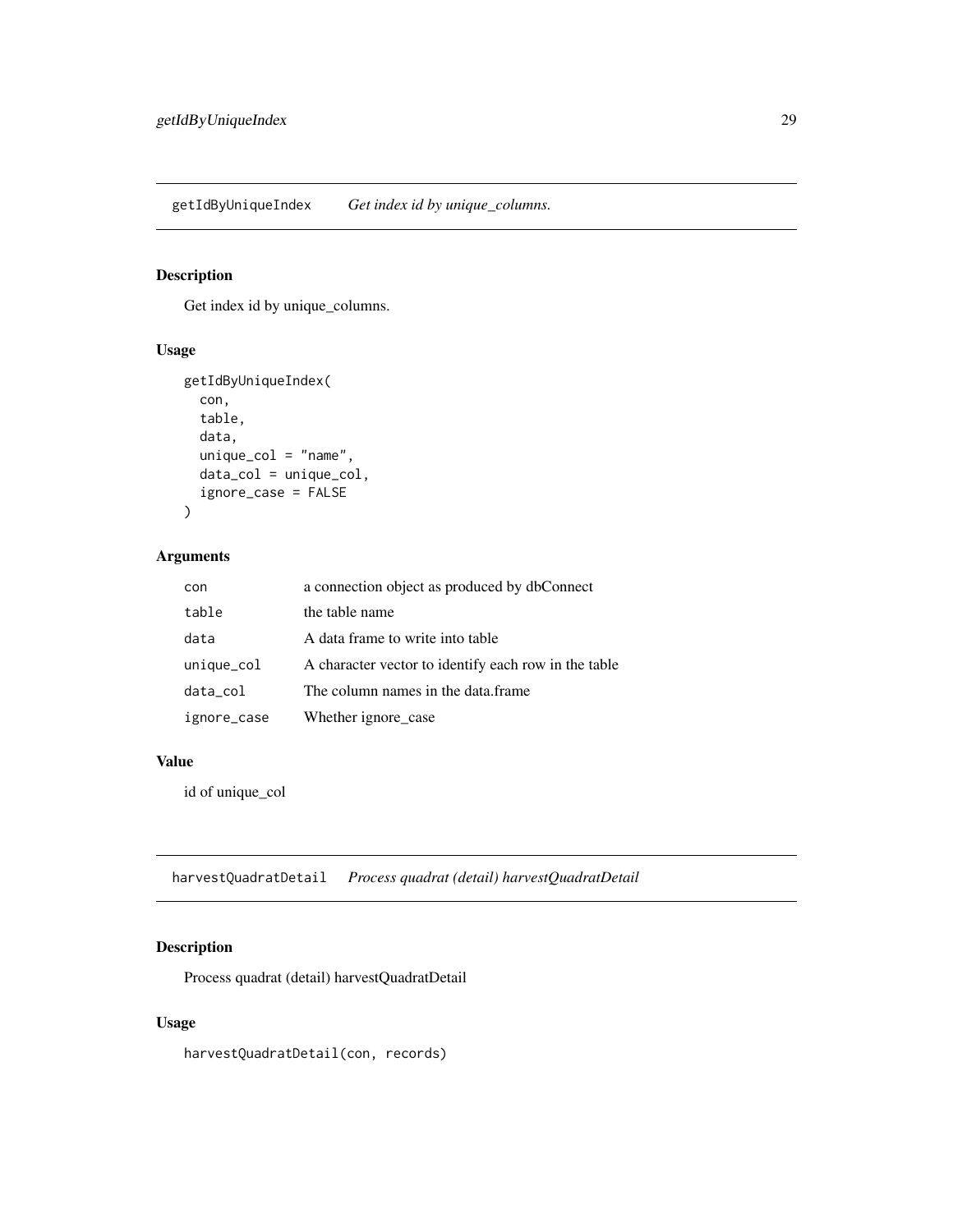## getIdByUniqueIndex *Get index id by unique_columns.*

### Description

Get index id by unique_columns.

### Usage

```
getIdByUniqueIndex(
  con,
  table,
  data,
  unique_col = "name",
  data_col = unique_col,
  ignore_case = FALSE
)
```

### Arguments

| | |
|---|---|
| con | a connection object as produced by dbConnect |
| table | the table name |
| data | A data frame to write into table |
| unique_col | A character vector to identify each row in the table |
| data_col | The column names in the data.frame |
| ignore_case | Whether ignore_case |

### Value

id of unique_col

## harvestQuadratDetail *Process quadrat (detail) harvestQuadratDetail*

### Description

Process quadrat (detail) harvestQuadratDetail

### Usage

```
harvestQuadratDetail(con, records)
```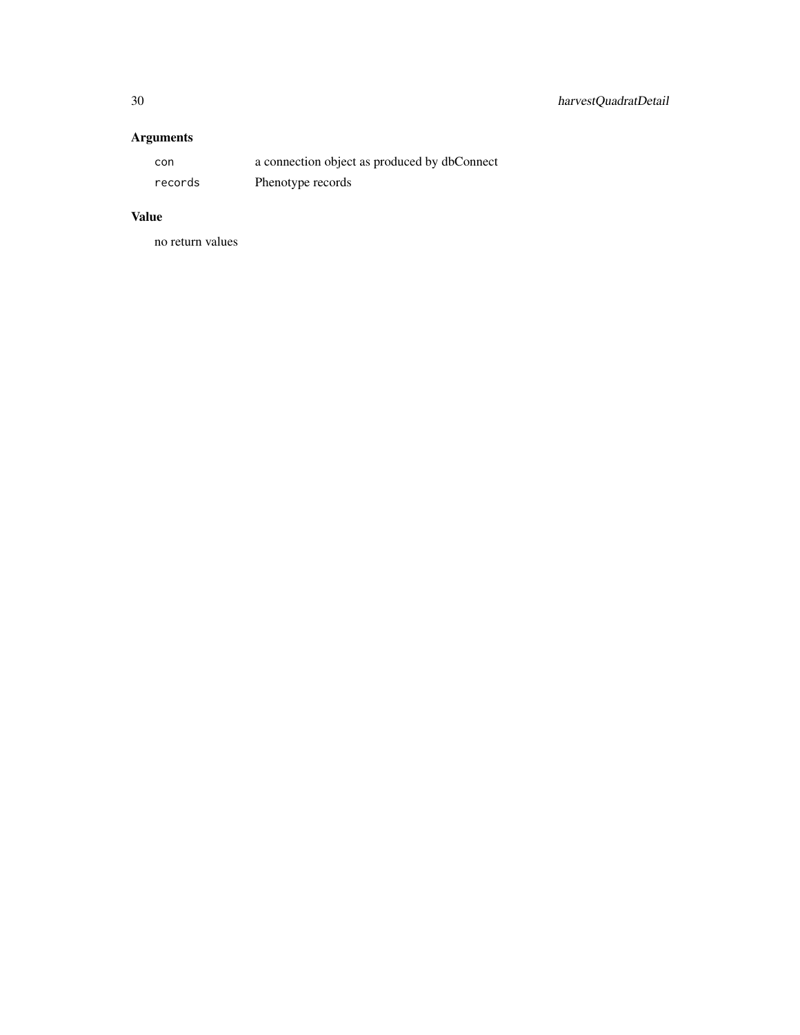## Arguments

| | |
|---|---|
| `con` | a connection object as produced by dbConnect |
| `records` | Phenotype records |

## Value

no return values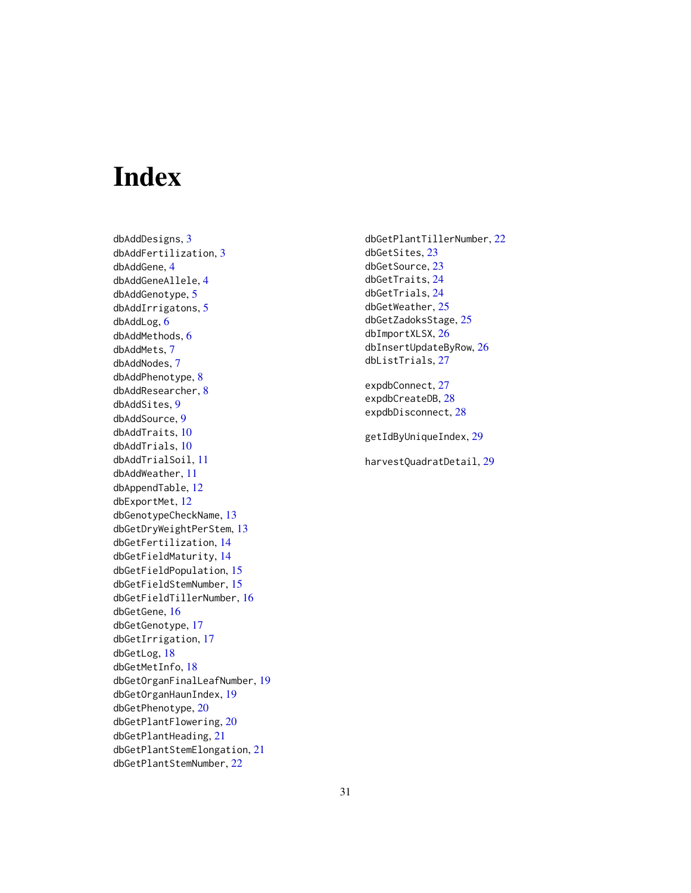# Index

dbAddDesigns, 3
dbAddFertilization, 3
dbAddGene, 4
dbAddGeneAllele, 4
dbAddGenotype, 5
dbAddIrrigatons, 5
dbAddLog, 6
dbAddMethods, 6
dbAddMets, 7
dbAddNodes, 7
dbAddPhenotype, 8
dbAddResearcher, 8
dbAddSites, 9
dbAddSource, 9
dbAddTraits, 10
dbAddTrials, 10
dbAddTrialSoil, 11
dbAddWeather, 11
dbAppendTable, 12
dbExportMet, 12
dbGenotypeCheckName, 13
dbGetDryWeightPerStem, 13
dbGetFertilization, 14
dbGetFieldMaturity, 14
dbGetFieldPopulation, 15
dbGetFieldStemNumber, 15
dbGetFieldTillerNumber, 16
dbGetGene, 16
dbGetGenotype, 17
dbGetIrrigation, 17
dbGetLog, 18
dbGetMetInfo, 18
dbGetOrganFinalLeafNumber, 19
dbGetOrganHaunIndex, 19
dbGetPhenotype, 20
dbGetPlantFlowering, 20
dbGetPlantHeading, 21
dbGetPlantStemElongation, 21
dbGetPlantStemNumber, 22
dbGetPlantTillerNumber, 22
dbGetSites, 23
dbGetSource, 23
dbGetTraits, 24
dbGetTrials, 24
dbGetWeather, 25
dbGetZadoksStage, 25
dbImportXLSX, 26
dbInsertUpdateByRow, 26
dbListTrials, 27

expdbConnect, 27
expdbCreateDB, 28
expdbDisconnect, 28

getIdByUniqueIndex, 29

harvestQuadratDetail, 29